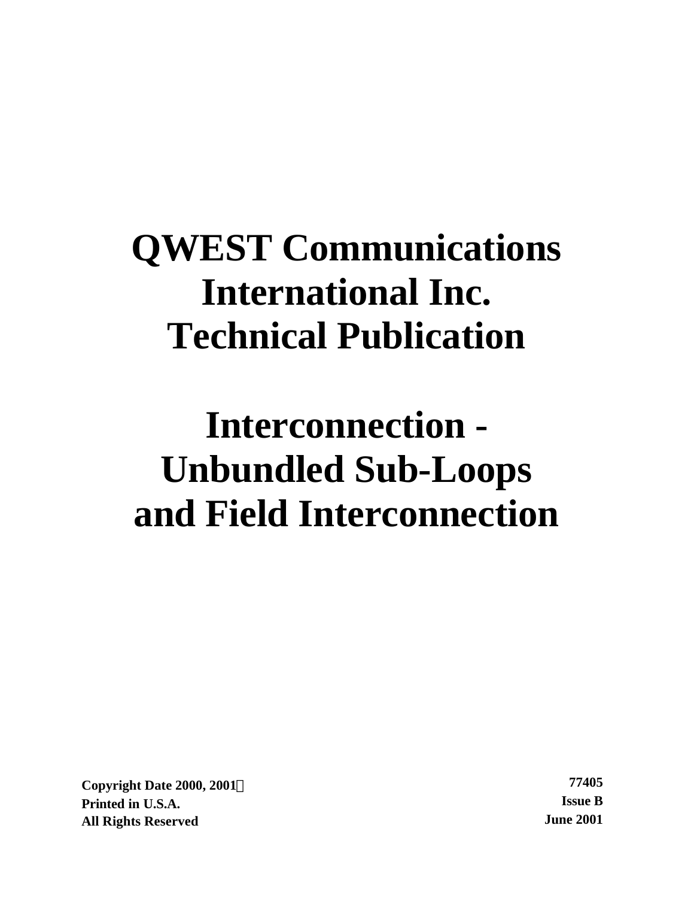# QWEST Communications International Inc. Technical Publication

# Interconnection - Unbundled Sub-Loops and Field Interconnection

**Copyright Date 2000, 2001**
**Printed in U.S.A.**
**All Rights Reserved**

**77405**
**Issue B**
**June 2001**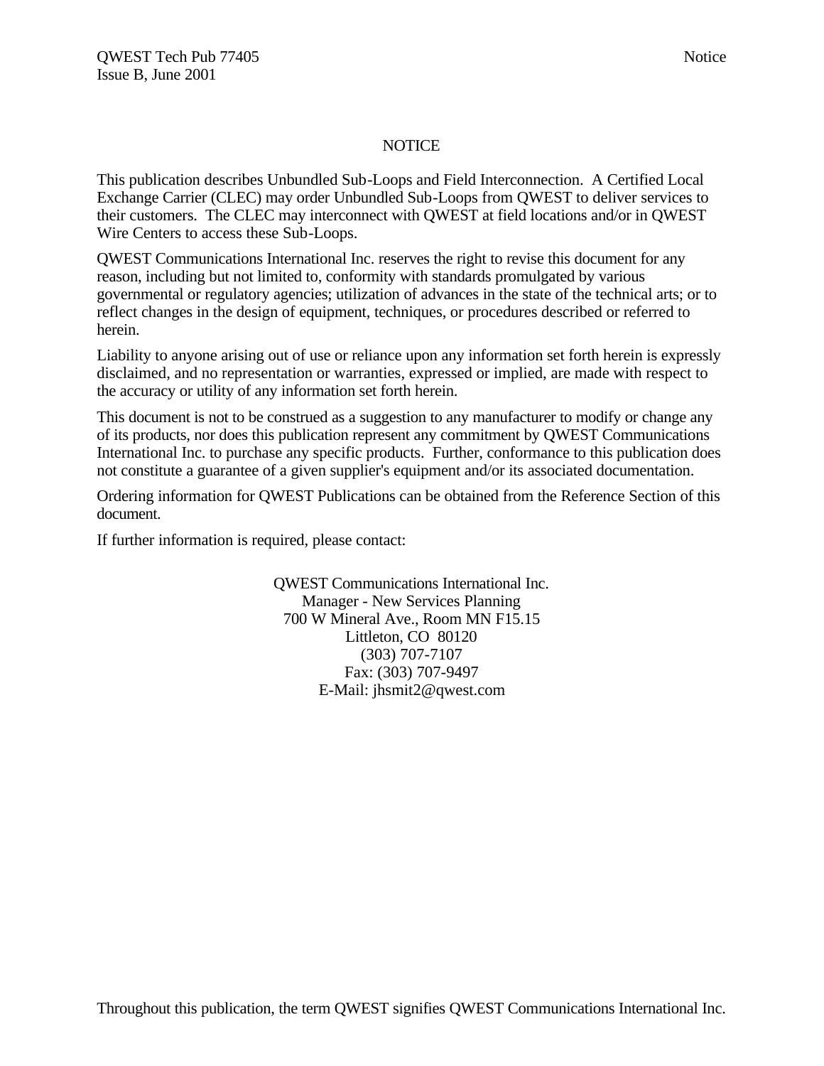# NOTICE

This publication describes Unbundled Sub-Loops and Field Interconnection. A Certified Local Exchange Carrier (CLEC) may order Unbundled Sub-Loops from QWEST to deliver services to their customers. The CLEC may interconnect with QWEST at field locations and/or in QWEST Wire Centers to access these Sub-Loops.

QWEST Communications International Inc. reserves the right to revise this document for any reason, including but not limited to, conformity with standards promulgated by various governmental or regulatory agencies; utilization of advances in the state of the technical arts; or to reflect changes in the design of equipment, techniques, or procedures described or referred to herein.

Liability to anyone arising out of use or reliance upon any information set forth herein is expressly disclaimed, and no representation or warranties, expressed or implied, are made with respect to the accuracy or utility of any information set forth herein.

This document is not to be construed as a suggestion to any manufacturer to modify or change any of its products, nor does this publication represent any commitment by QWEST Communications International Inc. to purchase any specific products. Further, conformance to this publication does not constitute a guarantee of a given supplier's equipment and/or its associated documentation.

Ordering information for QWEST Publications can be obtained from the Reference Section of this document.

If further information is required, please contact:

QWEST Communications International Inc.
Manager - New Services Planning
700 W Mineral Ave., Room MN F15.15
Littleton, CO 80120
(303) 707-7107
Fax: (303) 707-9497
E-Mail: jhsmit2@qwest.com

Throughout this publication, the term QWEST signifies QWEST Communications International Inc.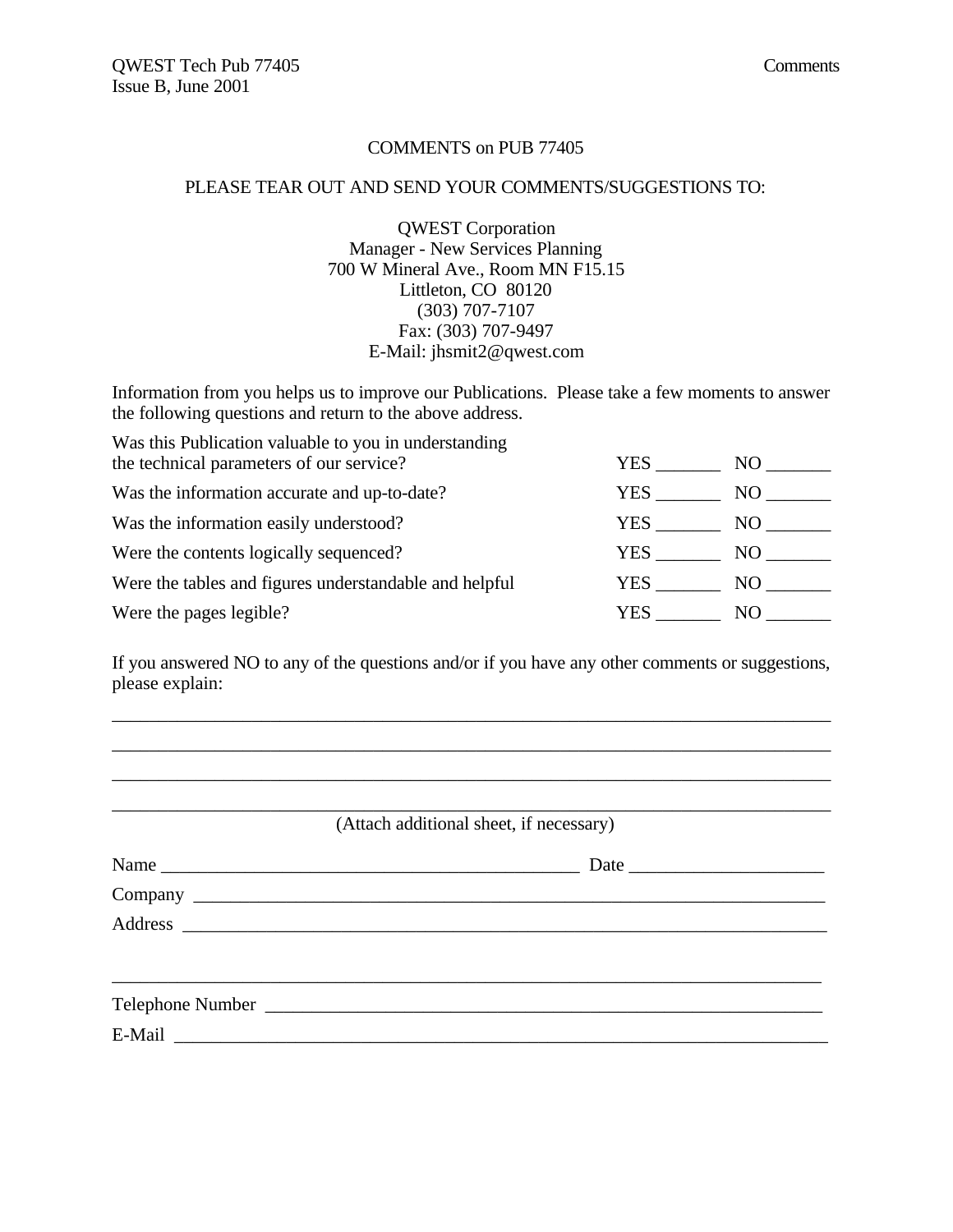# COMMENTS on PUB 77405

PLEASE TEAR OUT AND SEND YOUR COMMENTS/SUGGESTIONS TO:

QWEST Corporation
Manager - New Services Planning
700 W Mineral Ave., Room MN F15.15
Littleton, CO 80120
(303) 707-7107
Fax: (303) 707-9497
E-Mail: jhsmit2@qwest.com

Information from you helps us to improve our Publications. Please take a few moments to answer the following questions and return to the above address.

| | | |
|---|---|---|
| Was this Publication valuable to you in understanding the technical parameters of our service? | YES _______ | NO _______ |
| Was the information accurate and up-to-date? | YES _______ | NO _______ |
| Was the information easily understood? | YES _______ | NO _______ |
| Were the contents logically sequenced? | YES _______ | NO _______ |
| Were the tables and figures understandable and helpful | YES _______ | NO _______ |
| Were the pages legible? | YES _______ | NO _______ |

If you answered NO to any of the questions and/or if you have any other comments or suggestions, please explain:

_______________________________________________________________________________

_______________________________________________________________________________

_______________________________________________________________________________

_______________________________________________________________________________

(Attach additional sheet, if necessary)

Name _____________________________________________ Date ____________________

Company ______________________________________________________________________

Address _______________________________________________________________________

_______________________________________________________________________________

Telephone Number ______________________________________________________________

E-Mail ________________________________________________________________________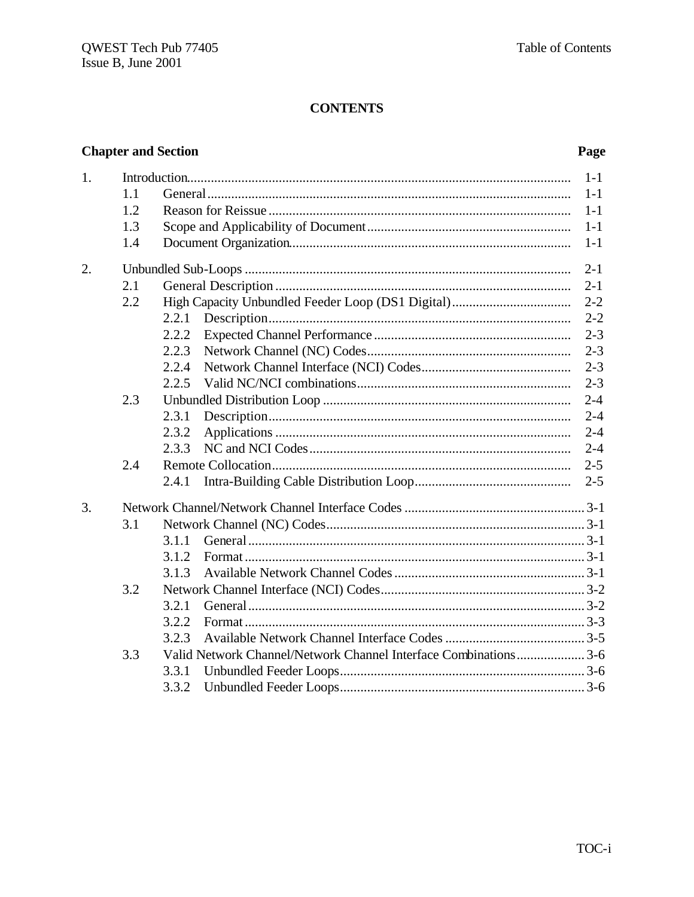# CONTENTS

| Chapter and Section | | | | Page |
|---|---|---|---|---|
| 1. | Introduction | | | 1-1 |
| | 1.1 | General | | 1-1 |
| | 1.2 | Reason for Reissue | | 1-1 |
| | 1.3 | Scope and Applicability of Document | | 1-1 |
| | 1.4 | Document Organization | | 1-1 |
| 2. | Unbundled Sub-Loops | | | 2-1 |
| | 2.1 | General Description | | 2-1 |
| | 2.2 | High Capacity Unbundled Feeder Loop (DS1 Digital) | | 2-2 |
| | | 2.2.1 | Description | 2-2 |
| | | 2.2.2 | Expected Channel Performance | 2-3 |
| | | 2.2.3 | Network Channel (NC) Codes | 2-3 |
| | | 2.2.4 | Network Channel Interface (NCI) Codes | 2-3 |
| | | 2.2.5 | Valid NC/NCI combinations | 2-3 |
| | 2.3 | Unbundled Distribution Loop | | 2-4 |
| | | 2.3.1 | Description | 2-4 |
| | | 2.3.2 | Applications | 2-4 |
| | | 2.3.3 | NC and NCI Codes | 2-4 |
| | 2.4 | Remote Collocation | | 2-5 |
| | | 2.4.1 | Intra-Building Cable Distribution Loop | 2-5 |
| 3. | Network Channel/Network Channel Interface Codes | | | 3-1 |
| | 3.1 | Network Channel (NC) Codes | | 3-1 |
| | | 3.1.1 | General | 3-1 |
| | | 3.1.2 | Format | 3-1 |
| | | 3.1.3 | Available Network Channel Codes | 3-1 |
| | 3.2 | Network Channel Interface (NCI) Codes | | 3-2 |
| | | 3.2.1 | General | 3-2 |
| | | 3.2.2 | Format | 3-3 |
| | | 3.2.3 | Available Network Channel Interface Codes | 3-5 |
| | 3.3 | Valid Network Channel/Network Channel Interface Combinations | | 3-6 |
| | | 3.3.1 | Unbundled Feeder Loops | 3-6 |
| | | 3.3.2 | Unbundled Feeder Loops | 3-6 |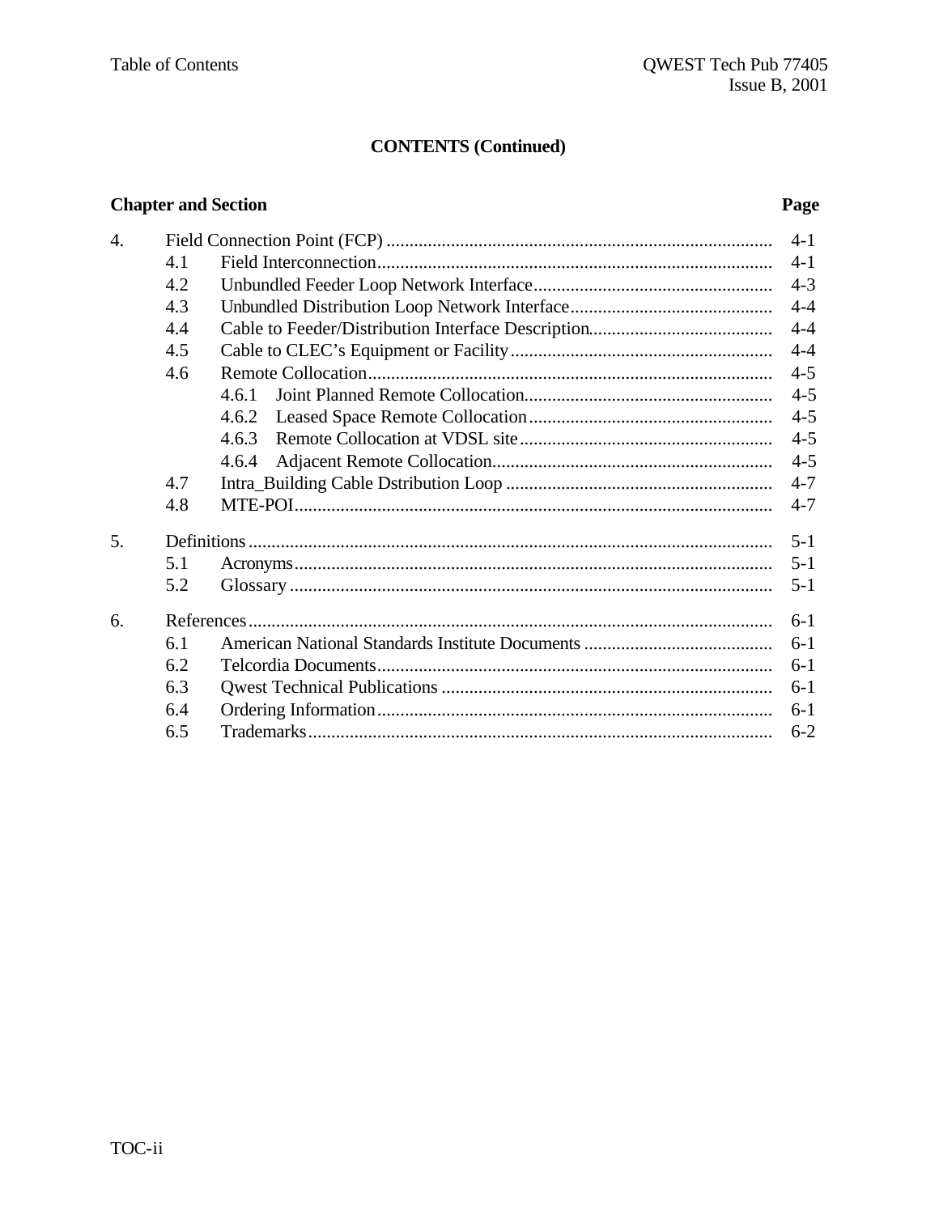## CONTENTS (Continued)

| Chapter and Section | | | Page |
|---|---|---|---|
| 4. | Field Connection Point (FCP) | | 4-1 |
| | 4.1 | Field Interconnection | 4-1 |
| | 4.2 | Unbundled Feeder Loop Network Interface | 4-3 |
| | 4.3 | Unbundled Distribution Loop Network Interface | 4-4 |
| | 4.4 | Cable to Feeder/Distribution Interface Description | 4-4 |
| | 4.5 | Cable to CLEC's Equipment or Facility | 4-4 |
| | 4.6 | Remote Collocation | 4-5 |
| | | 4.6.1 Joint Planned Remote Collocation | 4-5 |
| | | 4.6.2 Leased Space Remote Collocation | 4-5 |
| | | 4.6.3 Remote Collocation at VDSL site | 4-5 |
| | | 4.6.4 Adjacent Remote Collocation | 4-5 |
| | 4.7 | Intra_Building Cable Dstribution Loop | 4-7 |
| | 4.8 | MTE-POI | 4-7 |
| 5. | Definitions | | 5-1 |
| | 5.1 | Acronyms | 5-1 |
| | 5.2 | Glossary | 5-1 |
| 6. | References | | 6-1 |
| | 6.1 | American National Standards Institute Documents | 6-1 |
| | 6.2 | Telcordia Documents | 6-1 |
| | 6.3 | Qwest Technical Publications | 6-1 |
| | 6.4 | Ordering Information | 6-1 |
| | 6.5 | Trademarks | 6-2 |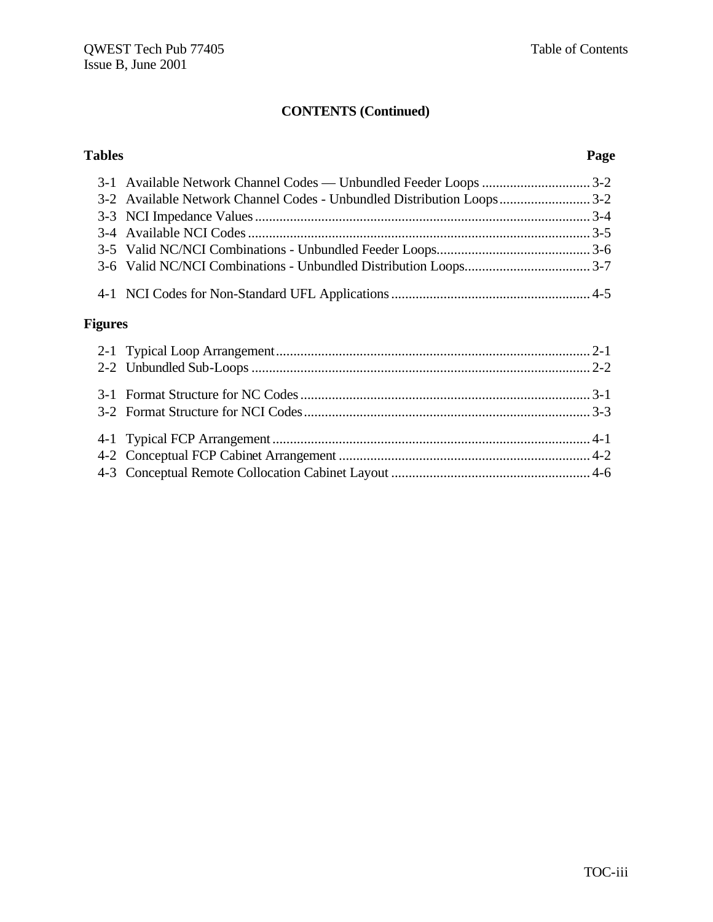**CONTENTS (Continued)**

| Tables | Page |
|---|---|
| 3-1 Available Network Channel Codes — Unbundled Feeder Loops | 3-2 |
| 3-2 Available Network Channel Codes - Unbundled Distribution Loops | 3-2 |
| 3-3 NCI Impedance Values | 3-4 |
| 3-4 Available NCI Codes | 3-5 |
| 3-5 Valid NC/NCI Combinations - Unbundled Feeder Loops | 3-6 |
| 3-6 Valid NC/NCI Combinations - Unbundled Distribution Loops | 3-7 |
| 4-1 NCI Codes for Non-Standard UFL Applications | 4-5 |

**Figures**

| | |
|---|---|
| 2-1 Typical Loop Arrangement | 2-1 |
| 2-2 Unbundled Sub-Loops | 2-2 |
| 3-1 Format Structure for NC Codes | 3-1 |
| 3-2 Format Structure for NCI Codes | 3-3 |
| 4-1 Typical FCP Arrangement | 4-1 |
| 4-2 Conceptual FCP Cabinet Arrangement | 4-2 |
| 4-3 Conceptual Remote Collocation Cabinet Layout | 4-6 |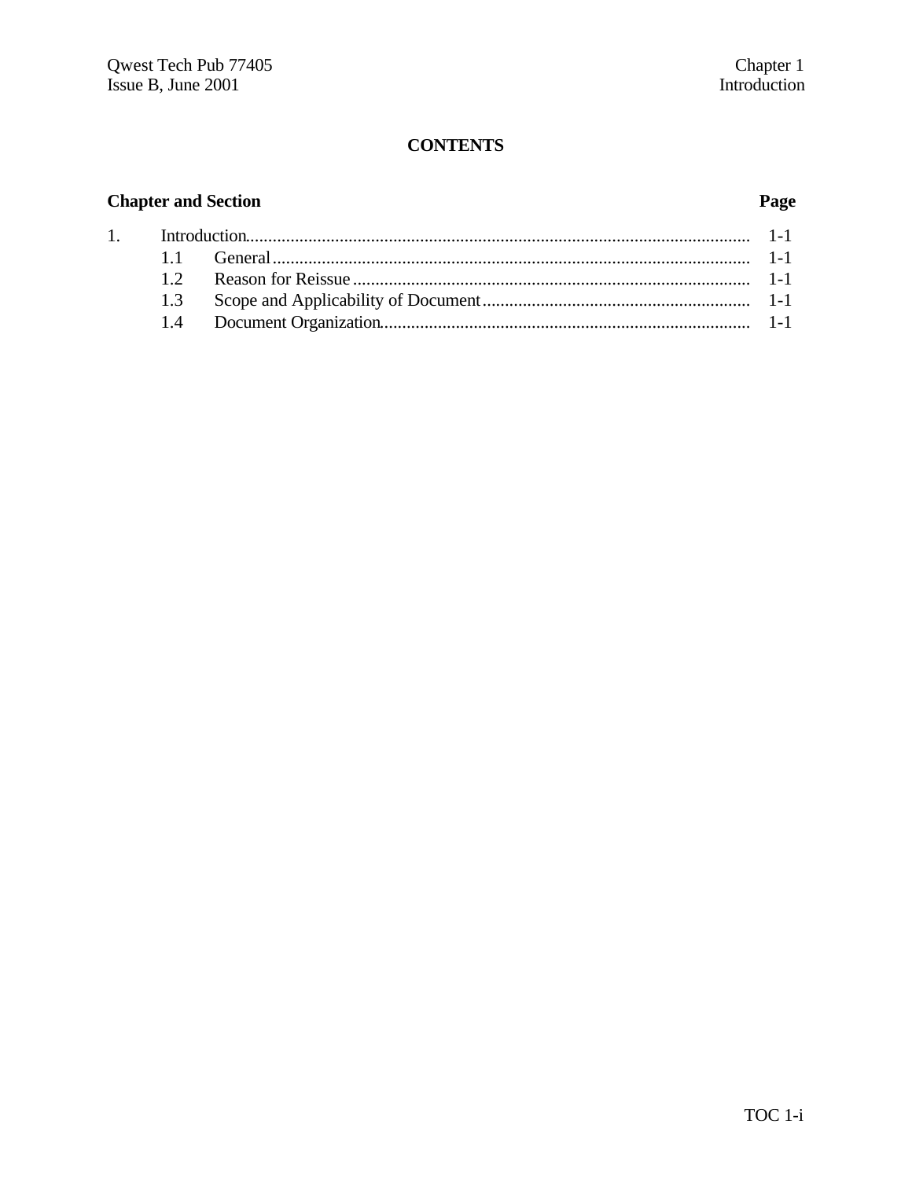# CONTENTS

| Chapter and Section | | Page |
|---|---|---|
| 1. | Introduction | 1-1 |
| 1.1 | General | 1-1 |
| 1.2 | Reason for Reissue | 1-1 |
| 1.3 | Scope and Applicability of Document | 1-1 |
| 1.4 | Document Organization | 1-1 |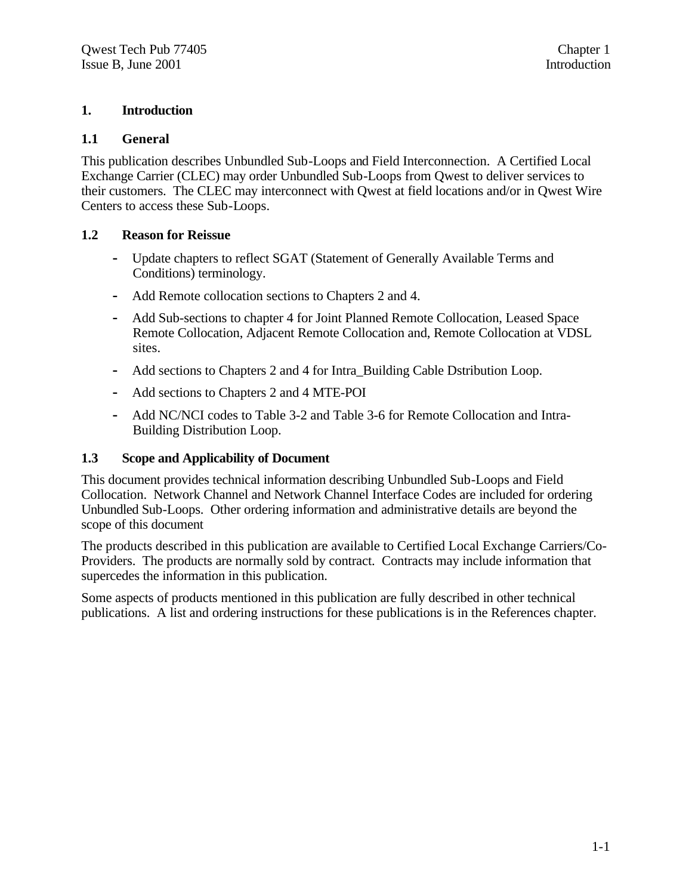# 1. Introduction

## 1.1 General

This publication describes Unbundled Sub-Loops and Field Interconnection. A Certified Local Exchange Carrier (CLEC) may order Unbundled Sub-Loops from Qwest to deliver services to their customers. The CLEC may interconnect with Qwest at field locations and/or in Qwest Wire Centers to access these Sub-Loops.

## 1.2 Reason for Reissue

- Update chapters to reflect SGAT (Statement of Generally Available Terms and Conditions) terminology.
- Add Remote collocation sections to Chapters 2 and 4.
- Add Sub-sections to chapter 4 for Joint Planned Remote Collocation, Leased Space Remote Collocation, Adjacent Remote Collocation and, Remote Collocation at VDSL sites.
- Add sections to Chapters 2 and 4 for Intra_Building Cable Dstribution Loop.
- Add sections to Chapters 2 and 4 MTE-POI
- Add NC/NCI codes to Table 3-2 and Table 3-6 for Remote Collocation and Intra-Building Distribution Loop.

## 1.3 Scope and Applicability of Document

This document provides technical information describing Unbundled Sub-Loops and Field Collocation. Network Channel and Network Channel Interface Codes are included for ordering Unbundled Sub-Loops. Other ordering information and administrative details are beyond the scope of this document

The products described in this publication are available to Certified Local Exchange Carriers/Co-Providers. The products are normally sold by contract. Contracts may include information that supercedes the information in this publication.

Some aspects of products mentioned in this publication are fully described in other technical publications. A list and ordering instructions for these publications is in the References chapter.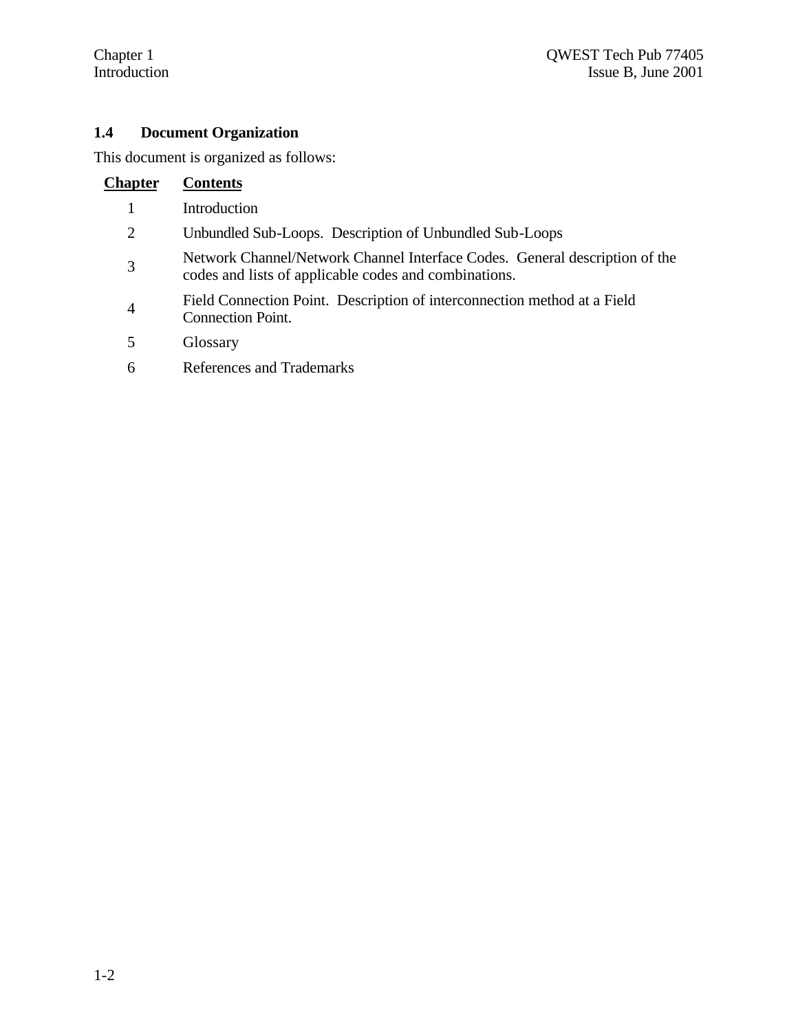## 1.4 Document Organization

This document is organized as follows:

| Chapter | Contents |
|---|---|
| 1 | Introduction |
| 2 | Unbundled Sub-Loops. Description of Unbundled Sub-Loops |
| 3 | Network Channel/Network Channel Interface Codes. General description of the codes and lists of applicable codes and combinations. |
| 4 | Field Connection Point. Description of interconnection method at a Field Connection Point. |
| 5 | Glossary |
| 6 | References and Trademarks |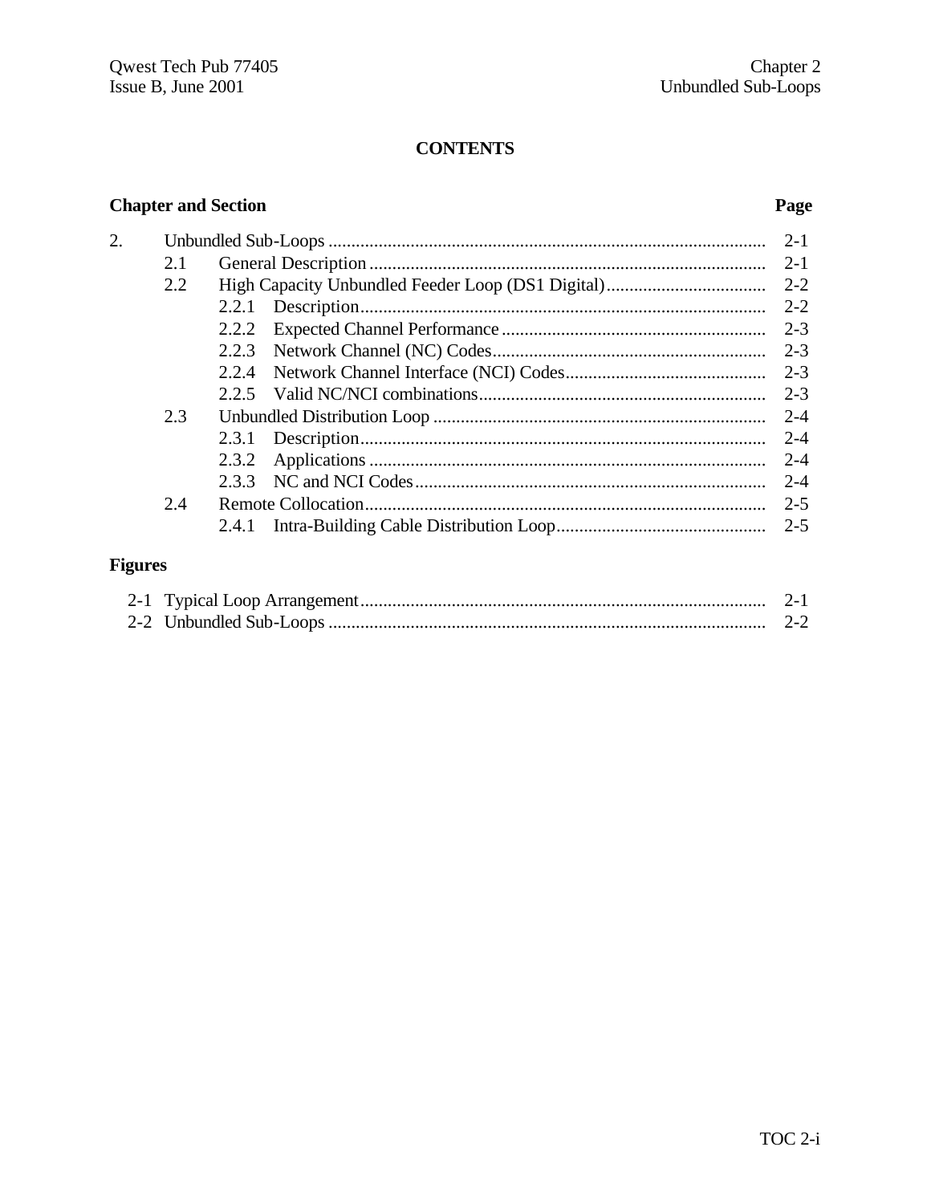# CONTENTS

| Chapter and Section | | | Page |
|---|---|---|---|
| 2. | Unbundled Sub-Loops | | 2-1 |
| | 2.1 | General Description | 2-1 |
| | 2.2 | High Capacity Unbundled Feeder Loop (DS1 Digital) | 2-2 |
| | | 2.2.1 Description | 2-2 |
| | | 2.2.2 Expected Channel Performance | 2-3 |
| | | 2.2.3 Network Channel (NC) Codes | 2-3 |
| | | 2.2.4 Network Channel Interface (NCI) Codes | 2-3 |
| | | 2.2.5 Valid NC/NCI combinations | 2-3 |
| | 2.3 | Unbundled Distribution Loop | 2-4 |
| | | 2.3.1 Description | 2-4 |
| | | 2.3.2 Applications | 2-4 |
| | | 2.3.3 NC and NCI Codes | 2-4 |
| | 2.4 | Remote Collocation | 2-5 |
| | | 2.4.1 Intra-Building Cable Distribution Loop | 2-5 |

**Figures**

| | | |
|---|---|---|
| 2-1 | Typical Loop Arrangement | 2-1 |
| 2-2 | Unbundled Sub-Loops | 2-2 |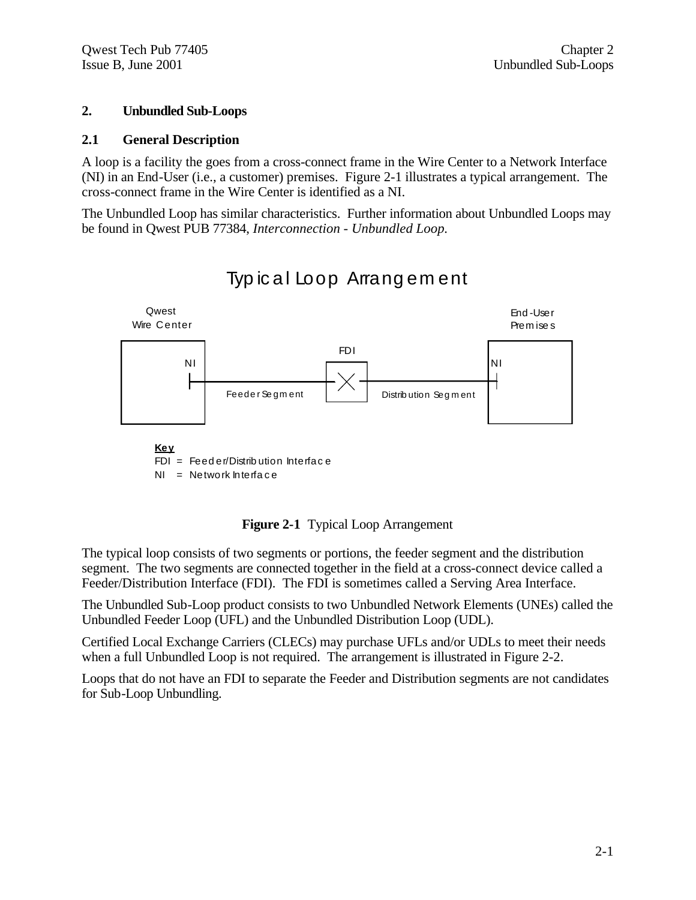# 2. Unbundled Sub-Loops

## 2.1 General Description

A loop is a facility the goes from a cross-connect frame in the Wire Center to a Network Interface (NI) in an End-User (i.e., a customer) premises. Figure 2-1 illustrates a typical arrangement. The cross-connect frame in the Wire Center is identified as a NI.

The Unbundled Loop has similar characteristics. Further information about Unbundled Loops may be found in Qwest PUB 77384, *Interconnection - Unbundled Loop.*

Typical Loop Arrangement

Qwest Wire Center — NI — Feeder Segment — FDI — Distribution Segment — NI — End-User Premises

**Key**
FDI = Feeder/Distribution Interface
NI = Network Interface

**Figure 2-1** Typical Loop Arrangement

The typical loop consists of two segments or portions, the feeder segment and the distribution segment. The two segments are connected together in the field at a cross-connect device called a Feeder/Distribution Interface (FDI). The FDI is sometimes called a Serving Area Interface.

The Unbundled Sub-Loop product consists to two Unbundled Network Elements (UNEs) called the Unbundled Feeder Loop (UFL) and the Unbundled Distribution Loop (UDL).

Certified Local Exchange Carriers (CLECs) may purchase UFLs and/or UDLs to meet their needs when a full Unbundled Loop is not required. The arrangement is illustrated in Figure 2-2.

Loops that do not have an FDI to separate the Feeder and Distribution segments are not candidates for Sub-Loop Unbundling.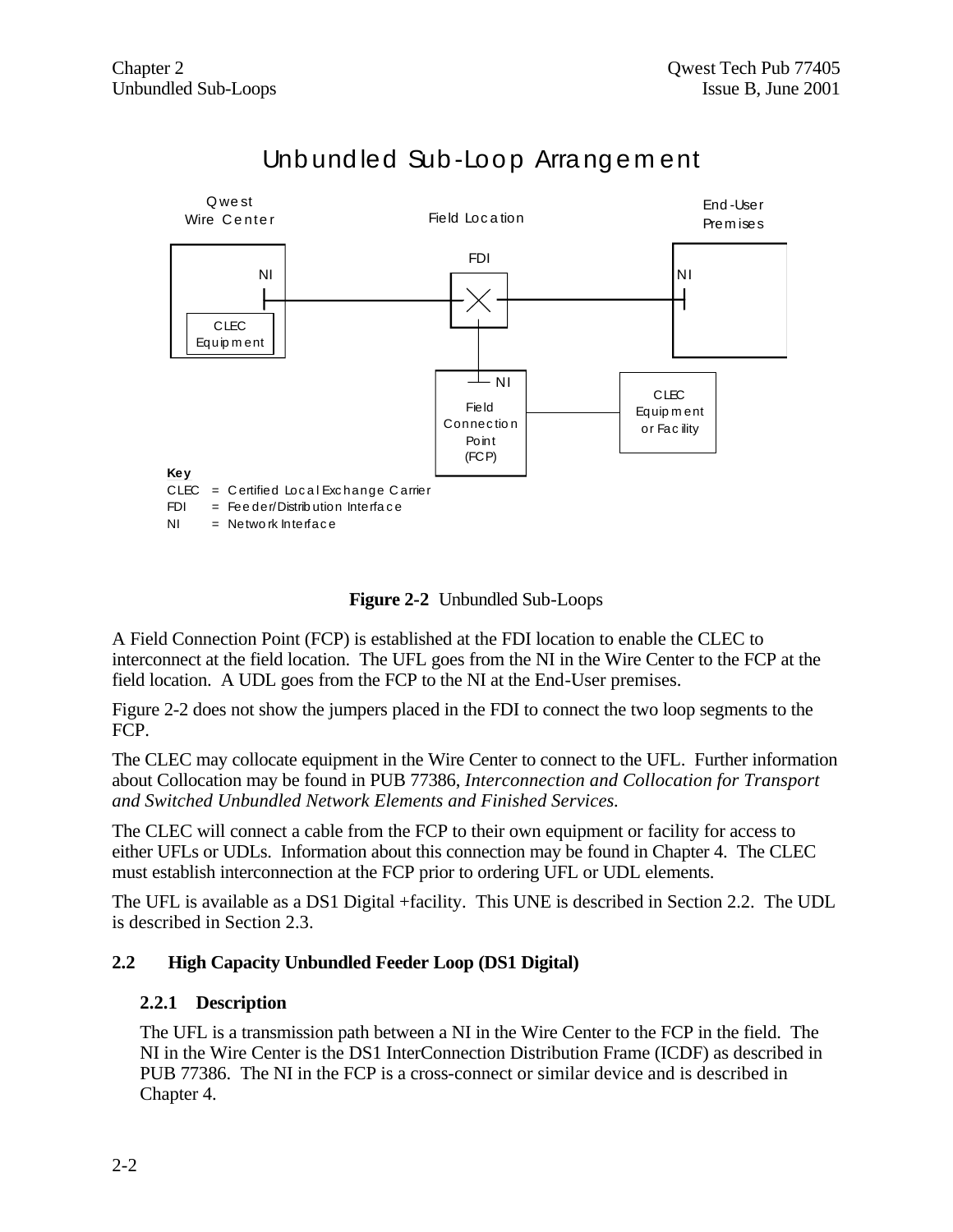Unbundled Sub-Loop Arrangement

Qwest Wire Center | Field Location | End-User Premises

NI | FDI | NI

CLEC Equipment | Field Connection Point (FCP) | CLEC Equipment or Facility

**Key**
CLEC = Certified Local Exchange Carrier
FDI = Feeder/Distribution Interface
NI = Network Interface

**Figure 2-2** Unbundled Sub-Loops

A Field Connection Point (FCP) is established at the FDI location to enable the CLEC to interconnect at the field location. The UFL goes from the NI in the Wire Center to the FCP at the field location. A UDL goes from the FCP to the NI at the End-User premises.

Figure 2-2 does not show the jumpers placed in the FDI to connect the two loop segments to the FCP.

The CLEC may collocate equipment in the Wire Center to connect to the UFL. Further information about Collocation may be found in PUB 77386, *Interconnection and Collocation for Transport and Switched Unbundled Network Elements and Finished Services.*

The CLEC will connect a cable from the FCP to their own equipment or facility for access to either UFLs or UDLs. Information about this connection may be found in Chapter 4. The CLEC must establish interconnection at the FCP prior to ordering UFL or UDL elements.

The UFL is available as a DS1 Digital +facility. This UNE is described in Section 2.2. The UDL is described in Section 2.3.

## 2.2 High Capacity Unbundled Feeder Loop (DS1 Digital)

### 2.2.1 Description

The UFL is a transmission path between a NI in the Wire Center to the FCP in the field. The NI in the Wire Center is the DS1 InterConnection Distribution Frame (ICDF) as described in PUB 77386. The NI in the FCP is a cross-connect or similar device and is described in Chapter 4.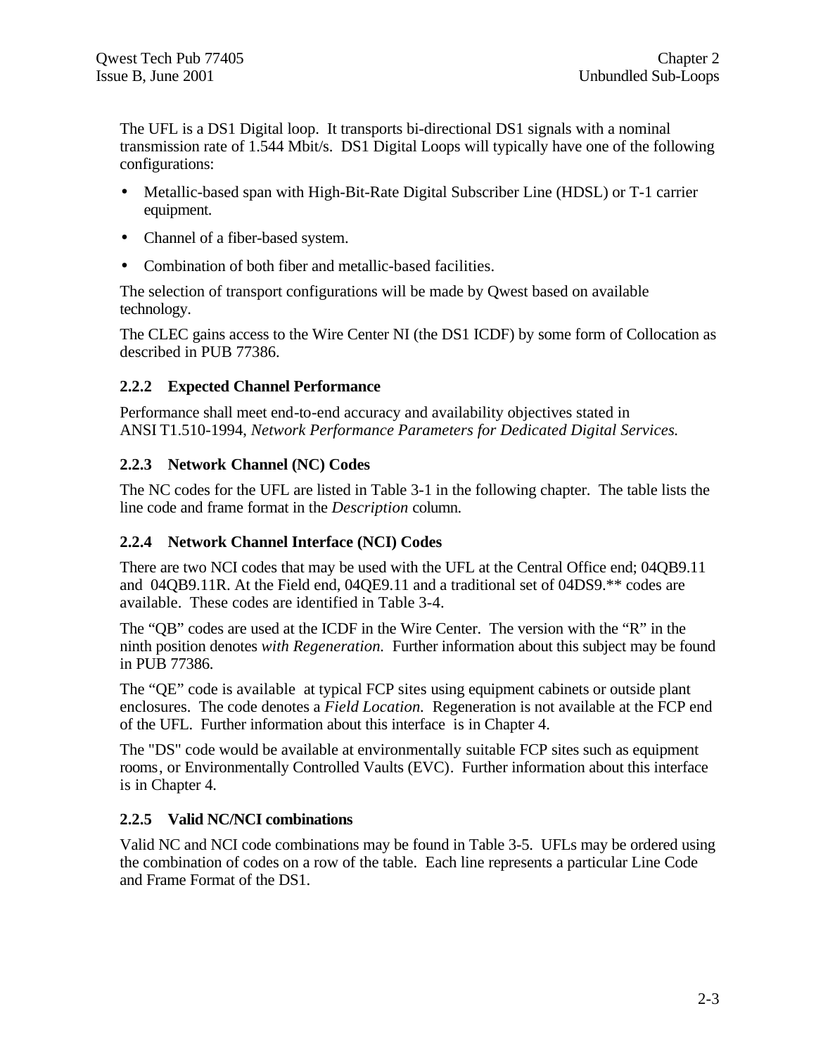The UFL is a DS1 Digital loop. It transports bi-directional DS1 signals with a nominal transmission rate of 1.544 Mbit/s. DS1 Digital Loops will typically have one of the following configurations:

- Metallic-based span with High-Bit-Rate Digital Subscriber Line (HDSL) or T-1 carrier equipment.
- Channel of a fiber-based system.
- Combination of both fiber and metallic-based facilities.

The selection of transport configurations will be made by Qwest based on available technology.

The CLEC gains access to the Wire Center NI (the DS1 ICDF) by some form of Collocation as described in PUB 77386.

### 2.2.2 Expected Channel Performance

Performance shall meet end-to-end accuracy and availability objectives stated in ANSI T1.510-1994, *Network Performance Parameters for Dedicated Digital Services.*

### 2.2.3 Network Channel (NC) Codes

The NC codes for the UFL are listed in Table 3-1 in the following chapter. The table lists the line code and frame format in the *Description* column.

### 2.2.4 Network Channel Interface (NCI) Codes

There are two NCI codes that may be used with the UFL at the Central Office end; 04QB9.11 and 04QB9.11R. At the Field end, 04QE9.11 and a traditional set of 04DS9.** codes are available. These codes are identified in Table 3-4.

The “QB” codes are used at the ICDF in the Wire Center. The version with the “R” in the ninth position denotes *with Regeneration.* Further information about this subject may be found in PUB 77386.

The “QE” code is available at typical FCP sites using equipment cabinets or outside plant enclosures. The code denotes a *Field Location.* Regeneration is not available at the FCP end of the UFL. Further information about this interface is in Chapter 4.

The "DS" code would be available at environmentally suitable FCP sites such as equipment rooms, or Environmentally Controlled Vaults (EVC). Further information about this interface is in Chapter 4.

### 2.2.5 Valid NC/NCI combinations

Valid NC and NCI code combinations may be found in Table 3-5. UFLs may be ordered using the combination of codes on a row of the table. Each line represents a particular Line Code and Frame Format of the DS1.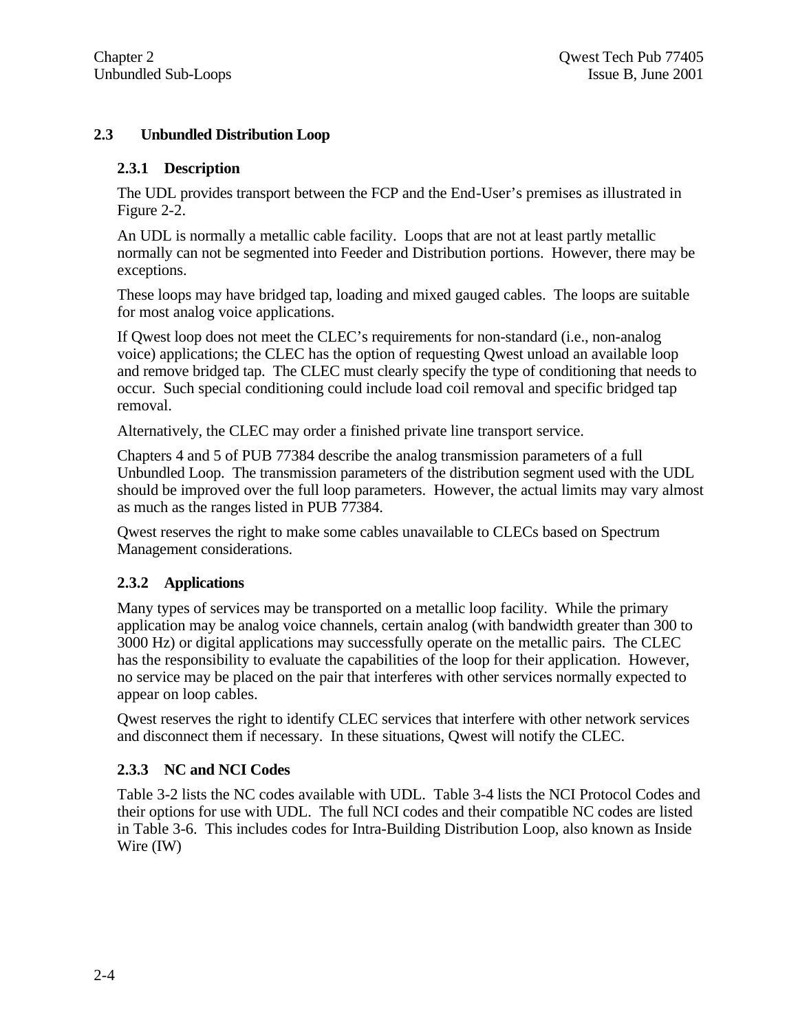## 2.3 Unbundled Distribution Loop

### 2.3.1 Description

The UDL provides transport between the FCP and the End-User's premises as illustrated in Figure 2-2.

An UDL is normally a metallic cable facility. Loops that are not at least partly metallic normally can not be segmented into Feeder and Distribution portions. However, there may be exceptions.

These loops may have bridged tap, loading and mixed gauged cables. The loops are suitable for most analog voice applications.

If Qwest loop does not meet the CLEC's requirements for non-standard (i.e., non-analog voice) applications; the CLEC has the option of requesting Qwest unload an available loop and remove bridged tap. The CLEC must clearly specify the type of conditioning that needs to occur. Such special conditioning could include load coil removal and specific bridged tap removal.

Alternatively, the CLEC may order a finished private line transport service.

Chapters 4 and 5 of PUB 77384 describe the analog transmission parameters of a full Unbundled Loop. The transmission parameters of the distribution segment used with the UDL should be improved over the full loop parameters. However, the actual limits may vary almost as much as the ranges listed in PUB 77384.

Qwest reserves the right to make some cables unavailable to CLECs based on Spectrum Management considerations.

### 2.3.2 Applications

Many types of services may be transported on a metallic loop facility. While the primary application may be analog voice channels, certain analog (with bandwidth greater than 300 to 3000 Hz) or digital applications may successfully operate on the metallic pairs. The CLEC has the responsibility to evaluate the capabilities of the loop for their application. However, no service may be placed on the pair that interferes with other services normally expected to appear on loop cables.

Qwest reserves the right to identify CLEC services that interfere with other network services and disconnect them if necessary. In these situations, Qwest will notify the CLEC.

### 2.3.3 NC and NCI Codes

Table 3-2 lists the NC codes available with UDL. Table 3-4 lists the NCI Protocol Codes and their options for use with UDL. The full NCI codes and their compatible NC codes are listed in Table 3-6. This includes codes for Intra-Building Distribution Loop, also known as Inside Wire (IW)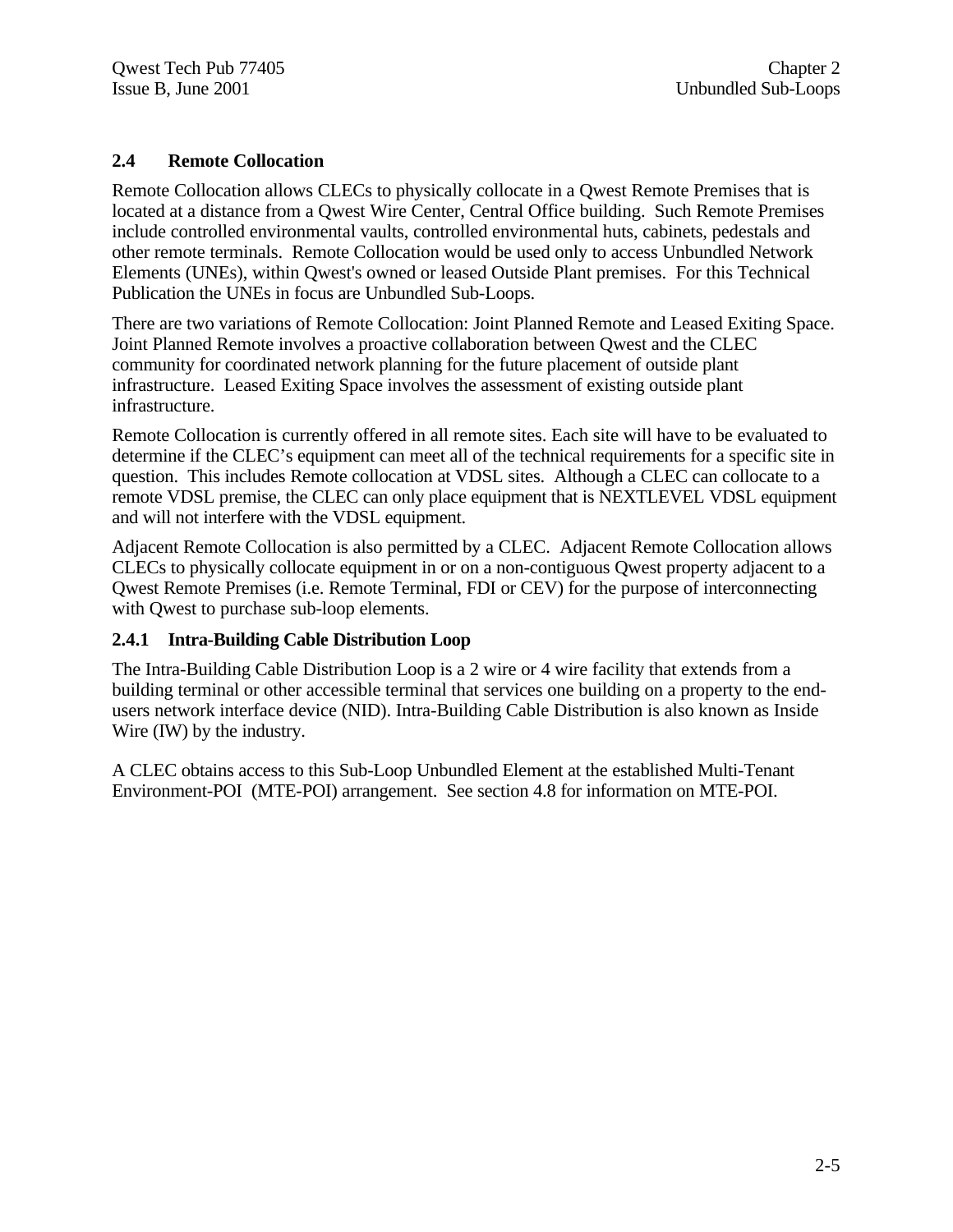## 2.4 Remote Collocation

Remote Collocation allows CLECs to physically collocate in a Qwest Remote Premises that is located at a distance from a Qwest Wire Center, Central Office building. Such Remote Premises include controlled environmental vaults, controlled environmental huts, cabinets, pedestals and other remote terminals. Remote Collocation would be used only to access Unbundled Network Elements (UNEs), within Qwest's owned or leased Outside Plant premises. For this Technical Publication the UNEs in focus are Unbundled Sub-Loops.

There are two variations of Remote Collocation: Joint Planned Remote and Leased Exiting Space. Joint Planned Remote involves a proactive collaboration between Qwest and the CLEC community for coordinated network planning for the future placement of outside plant infrastructure. Leased Exiting Space involves the assessment of existing outside plant infrastructure.

Remote Collocation is currently offered in all remote sites. Each site will have to be evaluated to determine if the CLEC's equipment can meet all of the technical requirements for a specific site in question. This includes Remote collocation at VDSL sites. Although a CLEC can collocate to a remote VDSL premise, the CLEC can only place equipment that is NEXTLEVEL VDSL equipment and will not interfere with the VDSL equipment.

Adjacent Remote Collocation is also permitted by a CLEC. Adjacent Remote Collocation allows CLECs to physically collocate equipment in or on a non-contiguous Qwest property adjacent to a Qwest Remote Premises (i.e. Remote Terminal, FDI or CEV) for the purpose of interconnecting with Qwest to purchase sub-loop elements.

### 2.4.1 Intra-Building Cable Distribution Loop

The Intra-Building Cable Distribution Loop is a 2 wire or 4 wire facility that extends from a building terminal or other accessible terminal that services one building on a property to the end-users network interface device (NID). Intra-Building Cable Distribution is also known as Inside Wire (IW) by the industry.

A CLEC obtains access to this Sub-Loop Unbundled Element at the established Multi-Tenant Environment-POI (MTE-POI) arrangement. See section 4.8 for information on MTE-POI.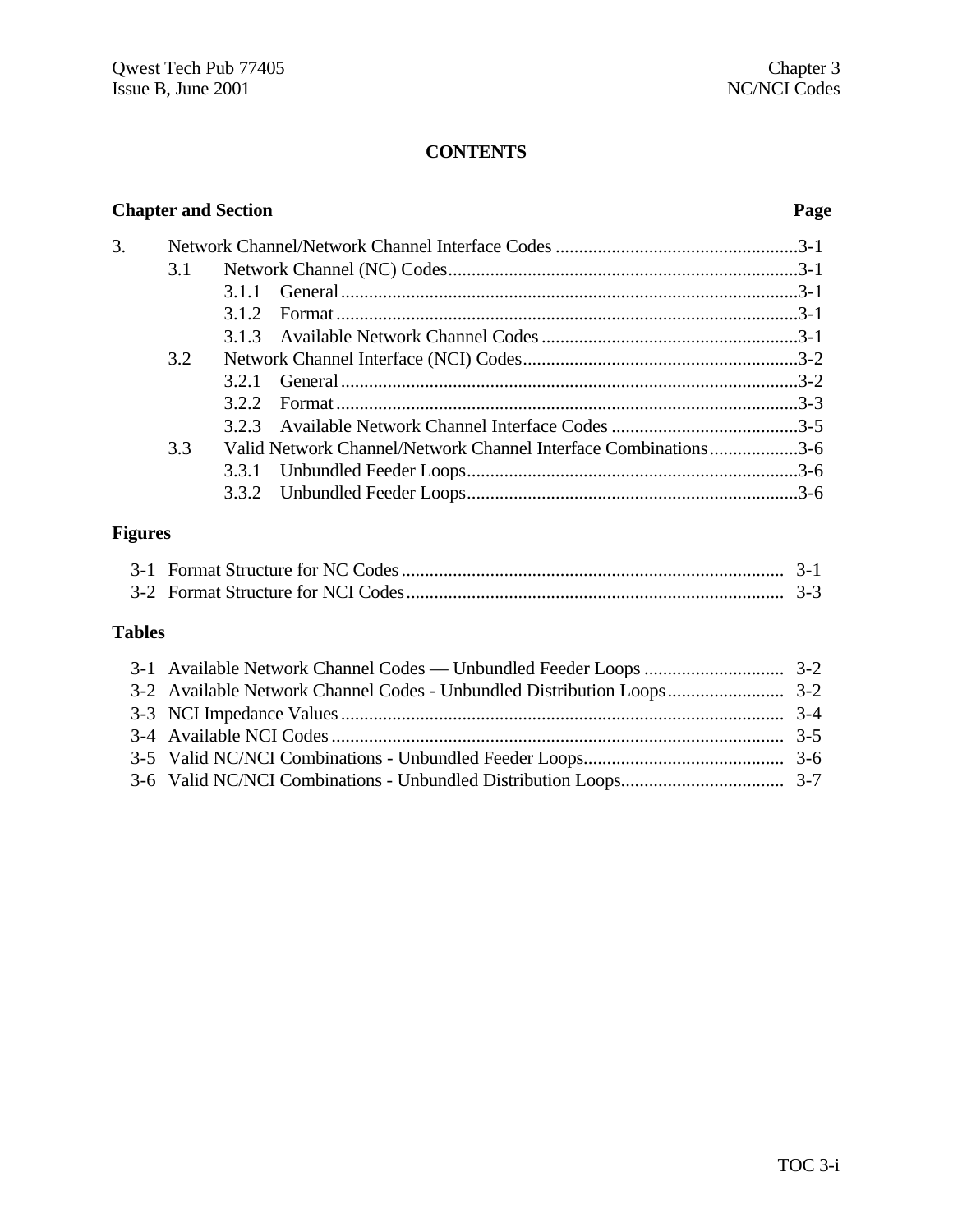# CONTENTS

| Chapter and Section | | | Page |
|---|---|---|---|
| 3. | Network Channel/Network Channel Interface Codes | | 3-1 |
| | 3.1 | Network Channel (NC) Codes | 3-1 |
| | | 3.1.1 General | 3-1 |
| | | 3.1.2 Format | 3-1 |
| | | 3.1.3 Available Network Channel Codes | 3-1 |
| | 3.2 | Network Channel Interface (NCI) Codes | 3-2 |
| | | 3.2.1 General | 3-2 |
| | | 3.2.2 Format | 3-3 |
| | | 3.2.3 Available Network Channel Interface Codes | 3-5 |
| | 3.3 | Valid Network Channel/Network Channel Interface Combinations | 3-6 |
| | | 3.3.1 Unbundled Feeder Loops | 3-6 |
| | | 3.3.2 Unbundled Feeder Loops | 3-6 |

## Figures

| | | |
|---|---|---|
| 3-1 | Format Structure for NC Codes | 3-1 |
| 3-2 | Format Structure for NCI Codes | 3-3 |

## Tables

| | | |
|---|---|---|
| 3-1 | Available Network Channel Codes — Unbundled Feeder Loops | 3-2 |
| 3-2 | Available Network Channel Codes - Unbundled Distribution Loops | 3-2 |
| 3-3 | NCI Impedance Values | 3-4 |
| 3-4 | Available NCI Codes | 3-5 |
| 3-5 | Valid NC/NCI Combinations - Unbundled Feeder Loops | 3-6 |
| 3-6 | Valid NC/NCI Combinations - Unbundled Distribution Loops | 3-7 |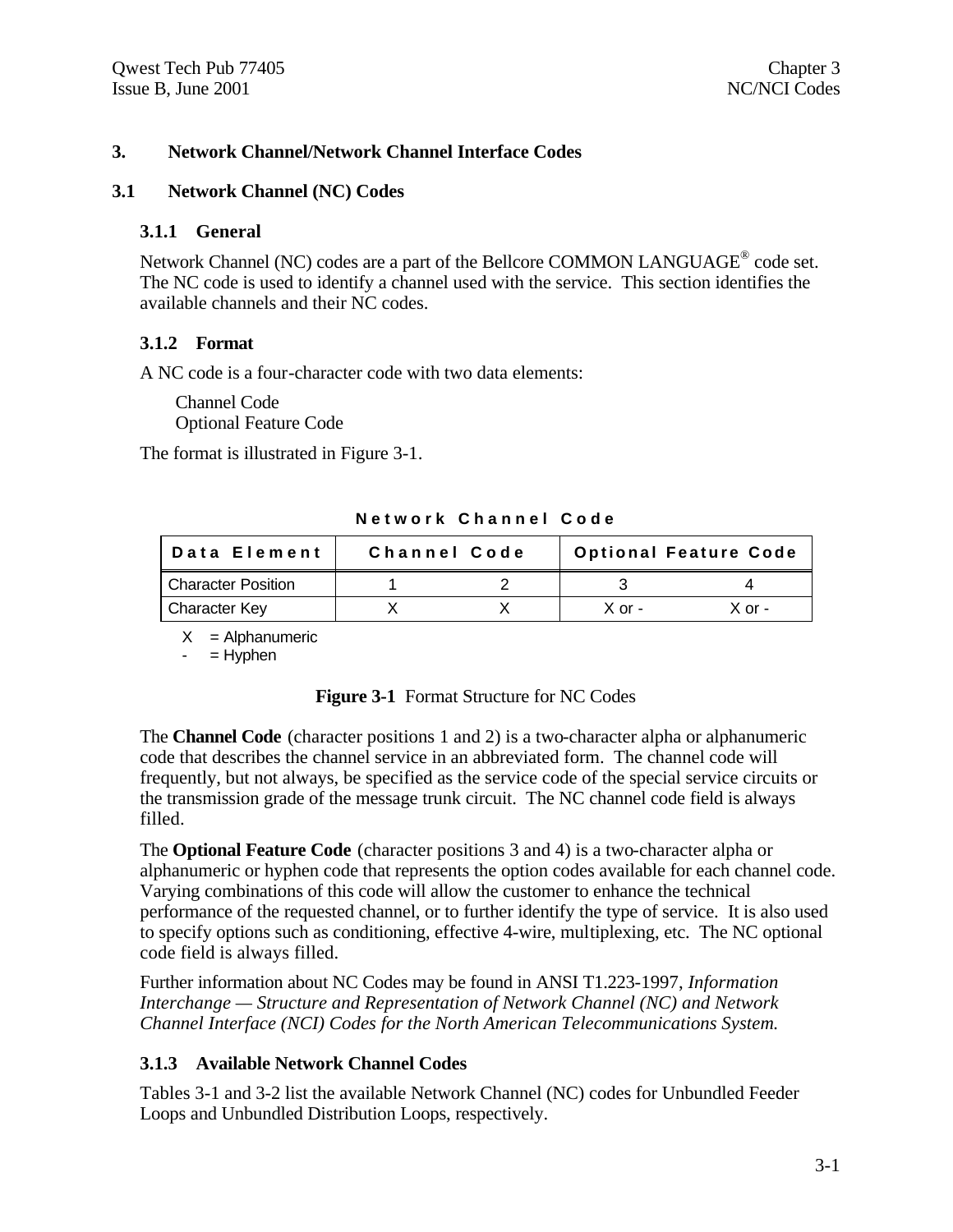# 3. Network Channel/Network Channel Interface Codes

## 3.1 Network Channel (NC) Codes

### 3.1.1 General

Network Channel (NC) codes are a part of the Bellcore COMMON LANGUAGE® code set. The NC code is used to identify a channel used with the service. This section identifies the available channels and their NC codes.

### 3.1.2 Format

A NC code is a four-character code with two data elements:

Channel Code
Optional Feature Code

The format is illustrated in Figure 3-1.

**Network Channel Code**

| Data Element | Channel Code | | Optional Feature Code | |
|---|---|---|---|---|
| Character Position | 1 | 2 | 3 | 4 |
| Character Key | X | X | X or - | X or - |

X = Alphanumeric
\- = Hyphen

**Figure 3-1** Format Structure for NC Codes

The **Channel Code** (character positions 1 and 2) is a two-character alpha or alphanumeric code that describes the channel service in an abbreviated form. The channel code will frequently, but not always, be specified as the service code of the special service circuits or the transmission grade of the message trunk circuit. The NC channel code field is always filled.

The **Optional Feature Code** (character positions 3 and 4) is a two-character alpha or alphanumeric or hyphen code that represents the option codes available for each channel code. Varying combinations of this code will allow the customer to enhance the technical performance of the requested channel, or to further identify the type of service. It is also used to specify options such as conditioning, effective 4-wire, multiplexing, etc. The NC optional code field is always filled.

Further information about NC Codes may be found in ANSI T1.223-1997, *Information Interchange — Structure and Representation of Network Channel (NC) and Network Channel Interface (NCI) Codes for the North American Telecommunications System.*

### 3.1.3 Available Network Channel Codes

Tables 3-1 and 3-2 list the available Network Channel (NC) codes for Unbundled Feeder Loops and Unbundled Distribution Loops, respectively.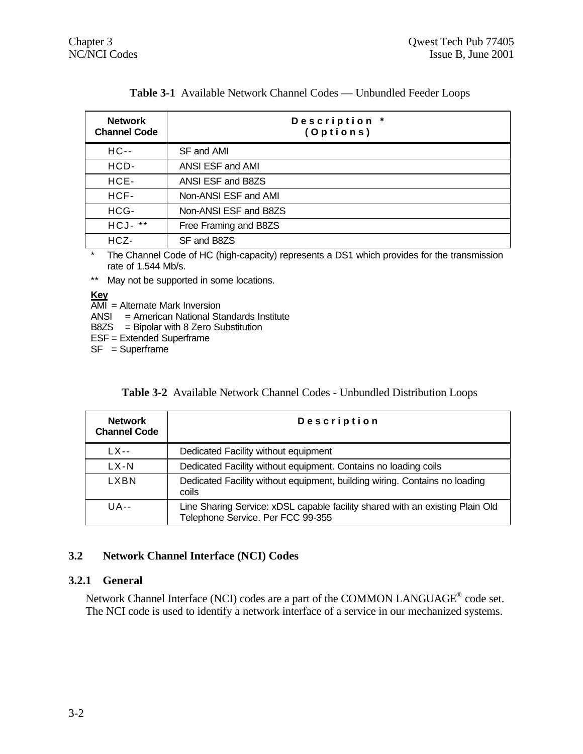**Table 3-1** Available Network Channel Codes — Unbundled Feeder Loops

| Network Channel Code | Description * (Options) |
|---|---|
| HC-- | SF and AMI |
| HCD- | ANSI ESF and AMI |
| HCE- | ANSI ESF and B8ZS |
| HCF- | Non-ANSI ESF and AMI |
| HCG- | Non-ANSI ESF and B8ZS |
| HCJ- ** | Free Framing and B8ZS |
| HCZ- | SF and B8ZS |

\* The Channel Code of HC (high-capacity) represents a DS1 which provides for the transmission rate of 1.544 Mb/s.

\** May not be supported in some locations.

**Key**

AMI = Alternate Mark Inversion
ANSI = American National Standards Institute
B8ZS = Bipolar with 8 Zero Substitution
ESF = Extended Superframe
SF = Superframe

**Table 3-2** Available Network Channel Codes - Unbundled Distribution Loops

| Network Channel Code | Description |
|---|---|
| LX-- | Dedicated Facility without equipment |
| LX-N | Dedicated Facility without equipment. Contains no loading coils |
| LXBN | Dedicated Facility without equipment, building wiring. Contains no loading coils |
| UA-- | Line Sharing Service: xDSL capable facility shared with an existing Plain Old Telephone Service. Per FCC 99-355 |

## 3.2 Network Channel Interface (NCI) Codes

### 3.2.1 General

Network Channel Interface (NCI) codes are a part of the COMMON LANGUAGE® code set. The NCI code is used to identify a network interface of a service in our mechanized systems.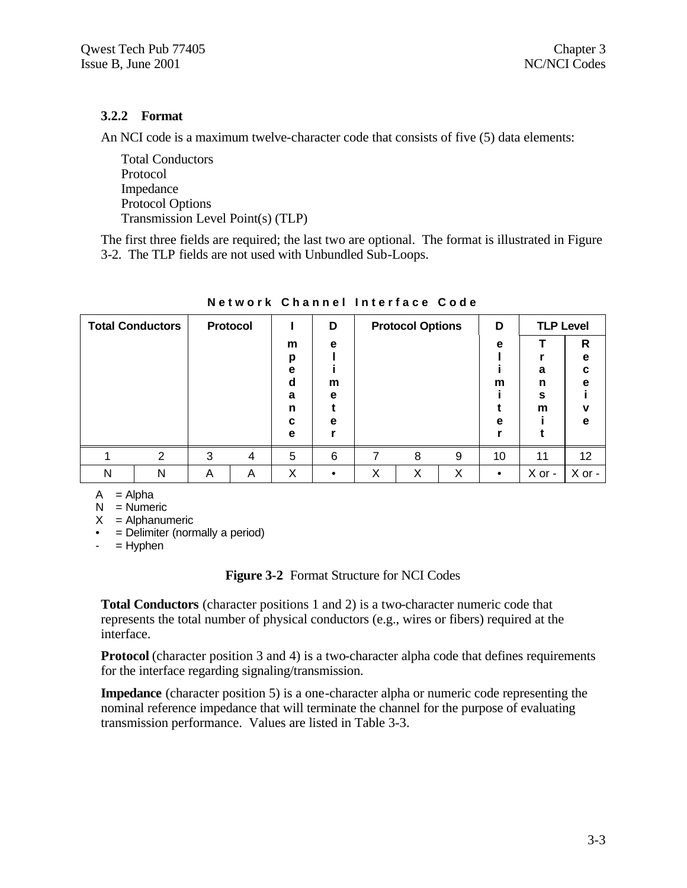### 3.2.2 Format

An NCI code is a maximum twelve-character code that consists of five (5) data elements:

Total Conductors
Protocol
Impedance
Protocol Options
Transmission Level Point(s) (TLP)

The first three fields are required; the last two are optional. The format is illustrated in Figure 3-2. The TLP fields are not used with Unbundled Sub-Loops.

**Network Channel Interface Code**

| Total Conductors | | Protocol | | Impedance | Delimeter | Protocol Options | | | Delimeter | TLP Level | |
|---|---|---|---|---|---|---|---|---|---|---|---|
| | | | | | | | | | | Transmit | Receive |
| 1 | 2 | 3 | 4 | 5 | 6 | 7 | 8 | 9 | 10 | 11 | 12 |
| N | N | A | A | X | • | X | X | X | • | X or - | X or - |

A = Alpha
N = Numeric
X = Alphanumeric
• = Delimiter (normally a period)
\- = Hyphen

**Figure 3-2** Format Structure for NCI Codes

**Total Conductors** (character positions 1 and 2) is a two-character numeric code that represents the total number of physical conductors (e.g., wires or fibers) required at the interface.

**Protocol** (character position 3 and 4) is a two-character alpha code that defines requirements for the interface regarding signaling/transmission.

**Impedance** (character position 5) is a one-character alpha or numeric code representing the nominal reference impedance that will terminate the channel for the purpose of evaluating transmission performance. Values are listed in Table 3-3.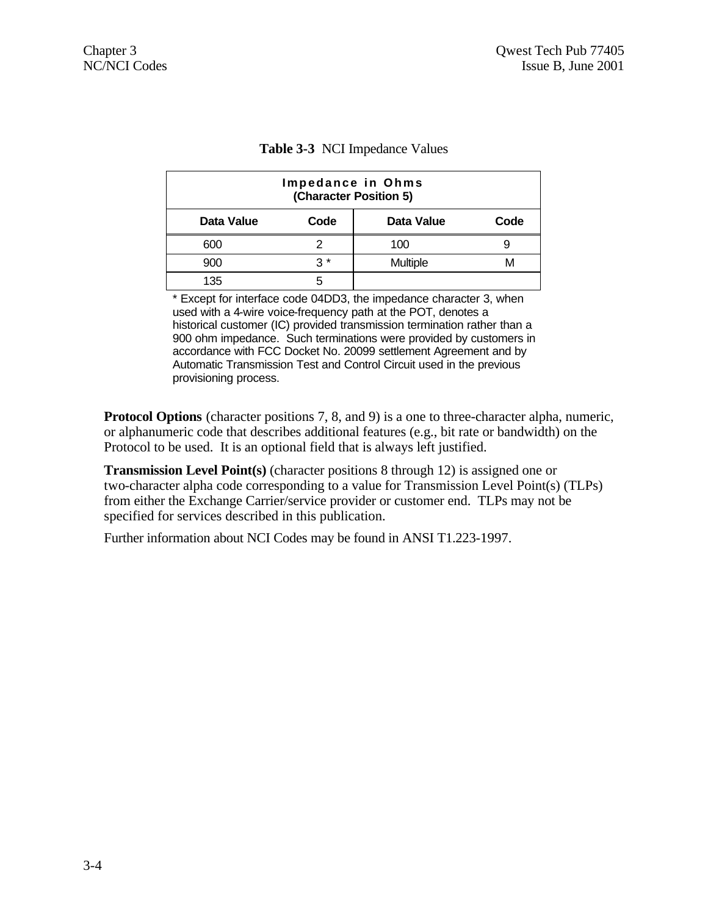**Table 3-3** NCI Impedance Values

| Impedance in Ohms (Character Position 5) | | | |
|---|---|---|---|
| **Data Value** | **Code** | **Data Value** | **Code** |
| 600 | 2 | 100 | 9 |
| 900 | 3 * | Multiple | M |
| 135 | 5 | | |

* Except for interface code 04DD3, the impedance character 3, when used with a 4-wire voice-frequency path at the POT, denotes a historical customer (IC) provided transmission termination rather than a 900 ohm impedance. Such terminations were provided by customers in accordance with FCC Docket No. 20099 settlement Agreement and by Automatic Transmission Test and Control Circuit used in the previous provisioning process.

**Protocol Options** (character positions 7, 8, and 9) is a one to three-character alpha, numeric, or alphanumeric code that describes additional features (e.g., bit rate or bandwidth) on the Protocol to be used. It is an optional field that is always left justified.

**Transmission Level Point(s)** (character positions 8 through 12) is assigned one or two-character alpha code corresponding to a value for Transmission Level Point(s) (TLPs) from either the Exchange Carrier/service provider or customer end. TLPs may not be specified for services described in this publication.

Further information about NCI Codes may be found in ANSI T1.223-1997.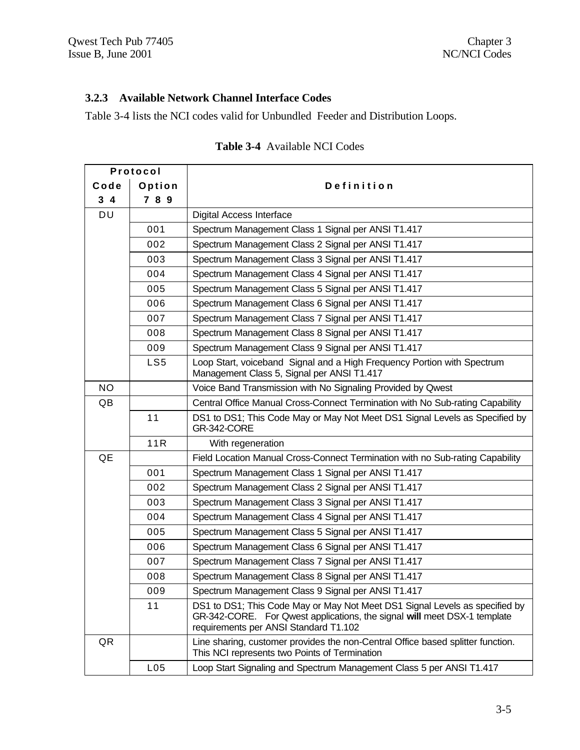### 3.2.3 Available Network Channel Interface Codes

Table 3-4 lists the NCI codes valid for Unbundled Feeder and Distribution Loops.

**Table 3-4** Available NCI Codes

| Protocol Code 3 4 | Option 7 8 9 | Definition |
|---|---|---|
| DU | | Digital Access Interface |
| | 001 | Spectrum Management Class 1 Signal per ANSI T1.417 |
| | 002 | Spectrum Management Class 2 Signal per ANSI T1.417 |
| | 003 | Spectrum Management Class 3 Signal per ANSI T1.417 |
| | 004 | Spectrum Management Class 4 Signal per ANSI T1.417 |
| | 005 | Spectrum Management Class 5 Signal per ANSI T1.417 |
| | 006 | Spectrum Management Class 6 Signal per ANSI T1.417 |
| | 007 | Spectrum Management Class 7 Signal per ANSI T1.417 |
| | 008 | Spectrum Management Class 8 Signal per ANSI T1.417 |
| | 009 | Spectrum Management Class 9 Signal per ANSI T1.417 |
| | LS5 | Loop Start, voiceband Signal and a High Frequency Portion with Spectrum Management Class 5, Signal per ANSI T1.417 |
| NO | | Voice Band Transmission with No Signaling Provided by Qwest |
| QB | | Central Office Manual Cross-Connect Termination with No Sub-rating Capability |
| | 11 | DS1 to DS1; This Code May or May Not Meet DS1 Signal Levels as Specified by GR-342-CORE |
| | 11R | With regeneration |
| QE | | Field Location Manual Cross-Connect Termination with no Sub-rating Capability |
| | 001 | Spectrum Management Class 1 Signal per ANSI T1.417 |
| | 002 | Spectrum Management Class 2 Signal per ANSI T1.417 |
| | 003 | Spectrum Management Class 3 Signal per ANSI T1.417 |
| | 004 | Spectrum Management Class 4 Signal per ANSI T1.417 |
| | 005 | Spectrum Management Class 5 Signal per ANSI T1.417 |
| | 006 | Spectrum Management Class 6 Signal per ANSI T1.417 |
| | 007 | Spectrum Management Class 7 Signal per ANSI T1.417 |
| | 008 | Spectrum Management Class 8 Signal per ANSI T1.417 |
| | 009 | Spectrum Management Class 9 Signal per ANSI T1.417 |
| | 11 | DS1 to DS1; This Code May or May Not Meet DS1 Signal Levels as specified by GR-342-CORE. For Qwest applications, the signal **will** meet DSX-1 template requirements per ANSI Standard T1.102 |
| QR | | Line sharing, customer provides the non-Central Office based splitter function. This NCI represents two Points of Termination |
| | L05 | Loop Start Signaling and Spectrum Management Class 5 per ANSI T1.417 |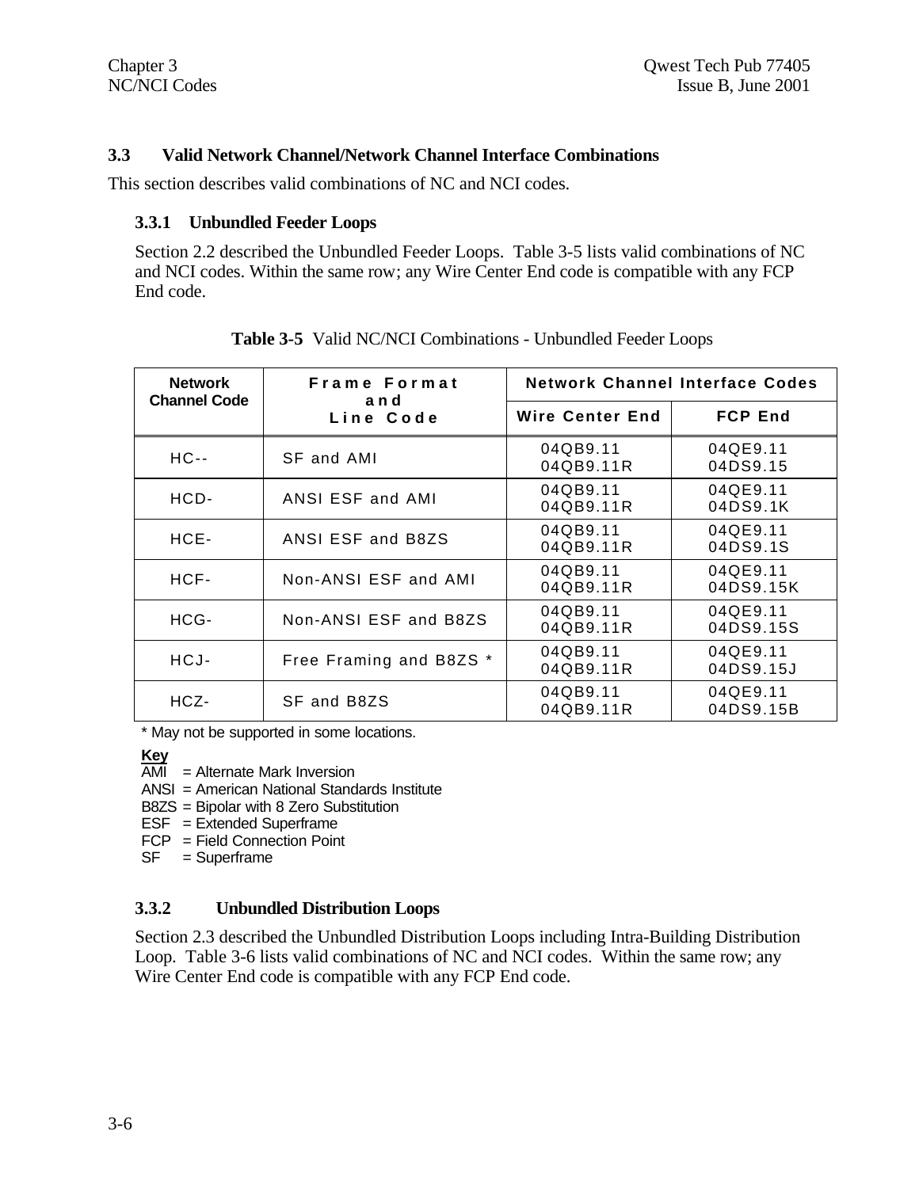## 3.3 Valid Network Channel/Network Channel Interface Combinations

This section describes valid combinations of NC and NCI codes.

### 3.3.1 Unbundled Feeder Loops

Section 2.2 described the Unbundled Feeder Loops. Table 3-5 lists valid combinations of NC and NCI codes. Within the same row; any Wire Center End code is compatible with any FCP End code.

**Table 3-5** Valid NC/NCI Combinations - Unbundled Feeder Loops

| Network Channel Code | Frame Format and Line Code | Network Channel Interface Codes | |
|---|---|---|---|
| | | **Wire Center End** | **FCP End** |
| HC-- | SF and AMI | 04QB9.11<br>04QB9.11R | 04QE9.11<br>04DS9.15 |
| HCD- | ANSI ESF and AMI | 04QB9.11<br>04QB9.11R | 04QE9.11<br>04DS9.1K |
| HCE- | ANSI ESF and B8ZS | 04QB9.11<br>04QB9.11R | 04QE9.11<br>04DS9.1S |
| HCF- | Non-ANSI ESF and AMI | 04QB9.11<br>04QB9.11R | 04QE9.11<br>04DS9.15K |
| HCG- | Non-ANSI ESF and B8ZS | 04QB9.11<br>04QB9.11R | 04QE9.11<br>04DS9.15S |
| HCJ- | Free Framing and B8ZS * | 04QB9.11<br>04QB9.11R | 04QE9.11<br>04DS9.15J |
| HCZ- | SF and B8ZS | 04QB9.11<br>04QB9.11R | 04QE9.11<br>04DS9.15B |

\* May not be supported in some locations.

**Key**

AMI = Alternate Mark Inversion
ANSI = American National Standards Institute
B8ZS = Bipolar with 8 Zero Substitution
ESF = Extended Superframe
FCP = Field Connection Point
SF = Superframe

### 3.3.2 Unbundled Distribution Loops

Section 2.3 described the Unbundled Distribution Loops including Intra-Building Distribution Loop. Table 3-6 lists valid combinations of NC and NCI codes. Within the same row; any Wire Center End code is compatible with any FCP End code.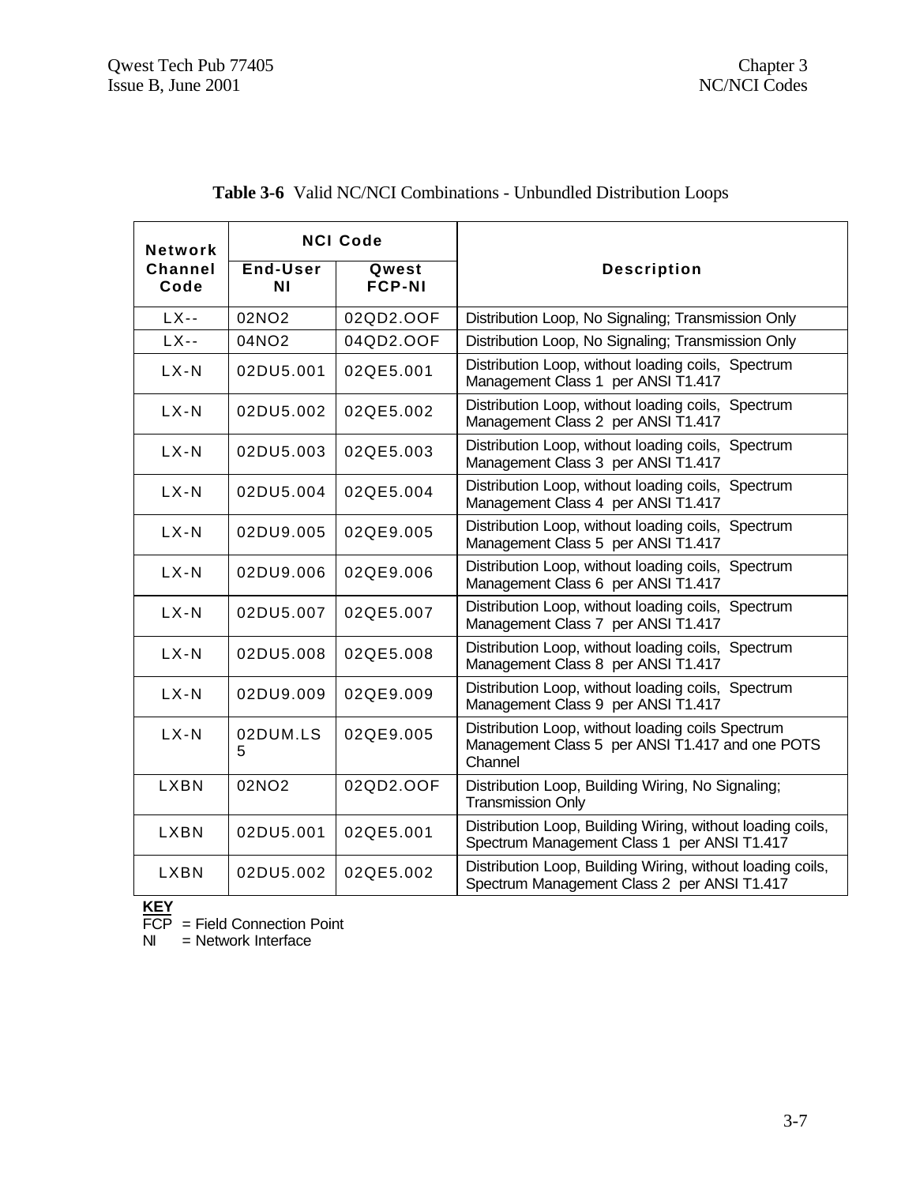**Table 3-6** Valid NC/NCI Combinations - Unbundled Distribution Loops

| Network Channel Code | NCI Code | | Description |
|---|---|---|---|
| | End-User NI | Qwest FCP-NI | |
| LX-- | 02NO2 | 02QD2.OOF | Distribution Loop, No Signaling; Transmission Only |
| LX-- | 04NO2 | 04QD2.OOF | Distribution Loop, No Signaling; Transmission Only |
| LX-N | 02DU5.001 | 02QE5.001 | Distribution Loop, without loading coils, Spectrum Management Class 1 per ANSI T1.417 |
| LX-N | 02DU5.002 | 02QE5.002 | Distribution Loop, without loading coils, Spectrum Management Class 2 per ANSI T1.417 |
| LX-N | 02DU5.003 | 02QE5.003 | Distribution Loop, without loading coils, Spectrum Management Class 3 per ANSI T1.417 |
| LX-N | 02DU5.004 | 02QE5.004 | Distribution Loop, without loading coils, Spectrum Management Class 4 per ANSI T1.417 |
| LX-N | 02DU9.005 | 02QE9.005 | Distribution Loop, without loading coils, Spectrum Management Class 5 per ANSI T1.417 |
| LX-N | 02DU9.006 | 02QE9.006 | Distribution Loop, without loading coils, Spectrum Management Class 6 per ANSI T1.417 |
| LX-N | 02DU5.007 | 02QE5.007 | Distribution Loop, without loading coils, Spectrum Management Class 7 per ANSI T1.417 |
| LX-N | 02DU5.008 | 02QE5.008 | Distribution Loop, without loading coils, Spectrum Management Class 8 per ANSI T1.417 |
| LX-N | 02DU9.009 | 02QE9.009 | Distribution Loop, without loading coils, Spectrum Management Class 9 per ANSI T1.417 |
| LX-N | 02DUM.LS5 | 02QE9.005 | Distribution Loop, without loading coils Spectrum Management Class 5 per ANSI T1.417 and one POTS Channel |
| LXBN | 02NO2 | 02QD2.OOF | Distribution Loop, Building Wiring, No Signaling; Transmission Only |
| LXBN | 02DU5.001 | 02QE5.001 | Distribution Loop, Building Wiring, without loading coils, Spectrum Management Class 1 per ANSI T1.417 |
| LXBN | 02DU5.002 | 02QE5.002 | Distribution Loop, Building Wiring, without loading coils, Spectrum Management Class 2 per ANSI T1.417 |

**KEY**
FCP = Field Connection Point
NI = Network Interface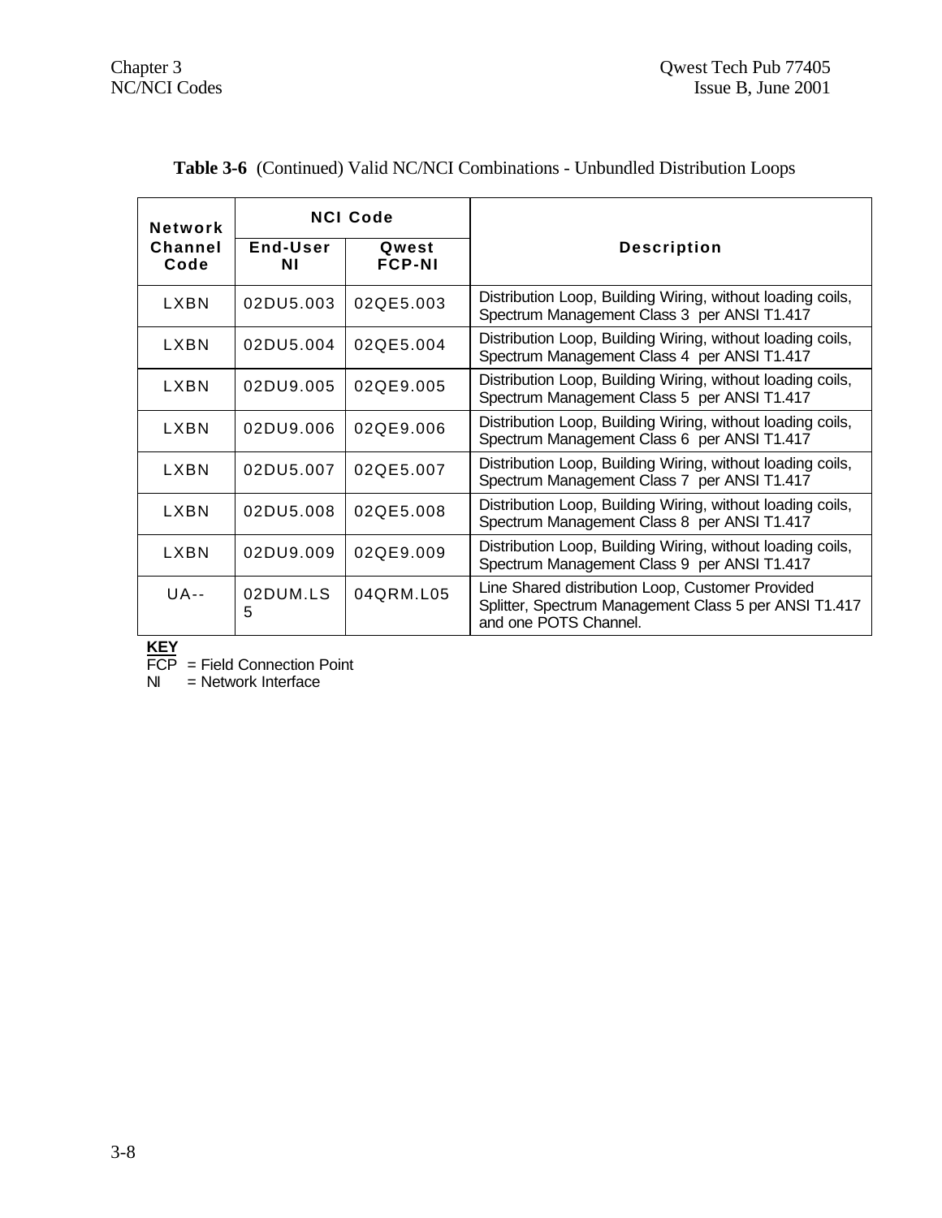**Table 3-6** (Continued) Valid NC/NCI Combinations - Unbundled Distribution Loops

| Network Channel Code | NCI Code | | Description |
|---|---|---|---|
| | End-User NI | Qwest FCP-NI | |
| LXBN | 02DU5.003 | 02QE5.003 | Distribution Loop, Building Wiring, without loading coils, Spectrum Management Class 3 per ANSI T1.417 |
| LXBN | 02DU5.004 | 02QE5.004 | Distribution Loop, Building Wiring, without loading coils, Spectrum Management Class 4 per ANSI T1.417 |
| LXBN | 02DU9.005 | 02QE9.005 | Distribution Loop, Building Wiring, without loading coils, Spectrum Management Class 5 per ANSI T1.417 |
| LXBN | 02DU9.006 | 02QE9.006 | Distribution Loop, Building Wiring, without loading coils, Spectrum Management Class 6 per ANSI T1.417 |
| LXBN | 02DU5.007 | 02QE5.007 | Distribution Loop, Building Wiring, without loading coils, Spectrum Management Class 7 per ANSI T1.417 |
| LXBN | 02DU5.008 | 02QE5.008 | Distribution Loop, Building Wiring, without loading coils, Spectrum Management Class 8 per ANSI T1.417 |
| LXBN | 02DU9.009 | 02QE9.009 | Distribution Loop, Building Wiring, without loading coils, Spectrum Management Class 9 per ANSI T1.417 |
| UA-- | 02DUM.LS5 | 04QRM.L05 | Line Shared distribution Loop, Customer Provided Splitter, Spectrum Management Class 5 per ANSI T1.417 and one POTS Channel. |

**KEY**
FCP = Field Connection Point
NI = Network Interface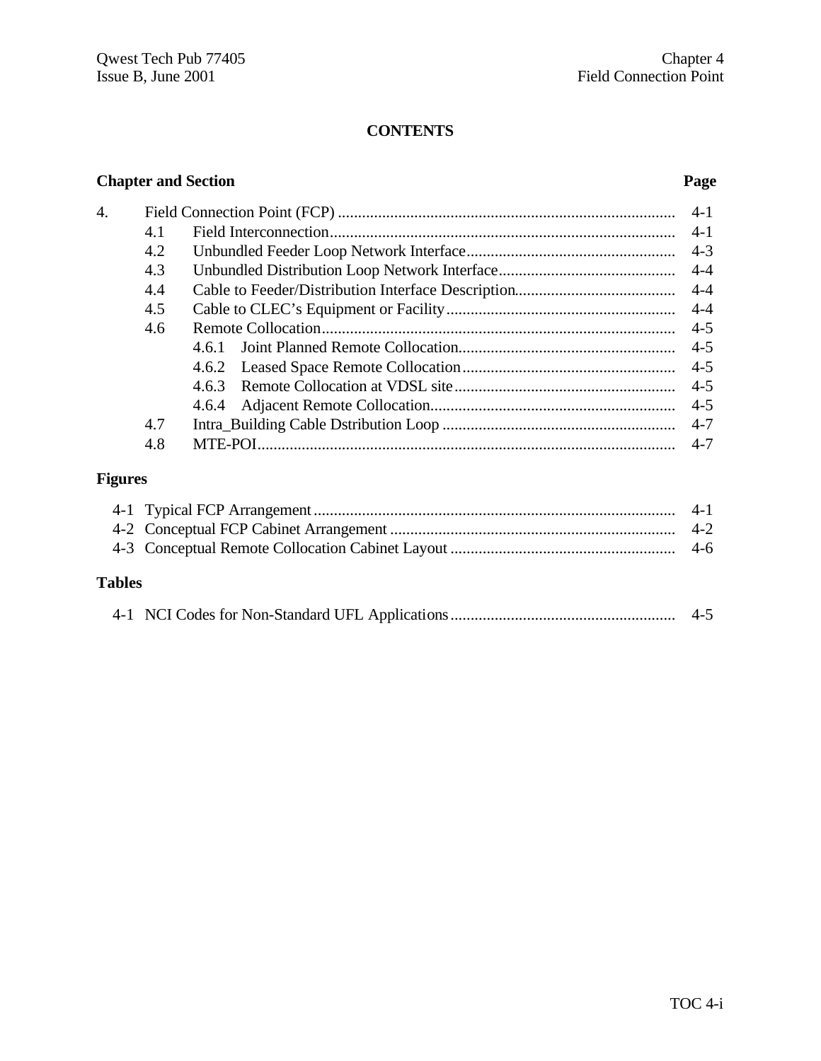**CONTENTS**

| Chapter and Section | | | Page |
|---|---|---|---|
| 4. | Field Connection Point (FCP) | | 4-1 |
| | 4.1 | Field Interconnection | 4-1 |
| | 4.2 | Unbundled Feeder Loop Network Interface | 4-3 |
| | 4.3 | Unbundled Distribution Loop Network Interface | 4-4 |
| | 4.4 | Cable to Feeder/Distribution Interface Description | 4-4 |
| | 4.5 | Cable to CLEC's Equipment or Facility | 4-4 |
| | 4.6 | Remote Collocation | 4-5 |
| | | 4.6.1 Joint Planned Remote Collocation | 4-5 |
| | | 4.6.2 Leased Space Remote Collocation | 4-5 |
| | | 4.6.3 Remote Collocation at VDSL site | 4-5 |
| | | 4.6.4 Adjacent Remote Collocation | 4-5 |
| | 4.7 | Intra_Building Cable Dstribution Loop | 4-7 |
| | 4.8 | MTE-POI | 4-7 |

**Figures**

| | | Page |
|---|---|---|
| 4-1 | Typical FCP Arrangement | 4-1 |
| 4-2 | Conceptual FCP Cabinet Arrangement | 4-2 |
| 4-3 | Conceptual Remote Collocation Cabinet Layout | 4-6 |

**Tables**

| | | Page |
|---|---|---|
| 4-1 | NCI Codes for Non-Standard UFL Applications | 4-5 |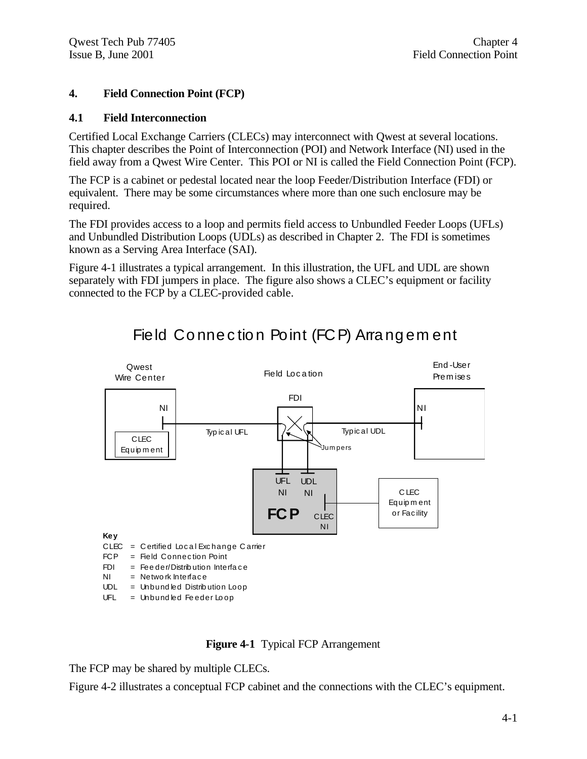# 4. Field Connection Point (FCP)

## 4.1 Field Interconnection

Certified Local Exchange Carriers (CLECs) may interconnect with Qwest at several locations. This chapter describes the Point of Interconnection (POI) and Network Interface (NI) used in the field away from a Qwest Wire Center. This POI or NI is called the Field Connection Point (FCP).

The FCP is a cabinet or pedestal located near the loop Feeder/Distribution Interface (FDI) or equivalent. There may be some circumstances where more than one such enclosure may be required.

The FDI provides access to a loop and permits field access to Unbundled Feeder Loops (UFLs) and Unbundled Distribution Loops (UDLs) as described in Chapter 2. The FDI is sometimes known as a Serving Area Interface (SAI).

Figure 4-1 illustrates a typical arrangement. In this illustration, the UFL and UDL are shown separately with FDI jumpers in place. The figure also shows a CLEC's equipment or facility connected to the FCP by a CLEC-provided cable.

Field Connection Point (FCP) Arrangement

Qwest Wire Center — NI — CLEC Equipment

Field Location — FDI — Typical UFL — Typical UDL — Jumpers

End-User Premises — NI

FCP — UFL NI — UDL NI — CLEC NI — CLEC Equipment or Facility

**Key**
CLEC = Certified Local Exchange Carrier
FCP = Field Connection Point
FDI = Feeder/Distribution Interface
NI = Network Interface
UDL = Unbundled Distribution Loop
UFL = Unbundled Feeder Loop

**Figure 4-1** Typical FCP Arrangement

The FCP may be shared by multiple CLECs.

Figure 4-2 illustrates a conceptual FCP cabinet and the connections with the CLEC's equipment.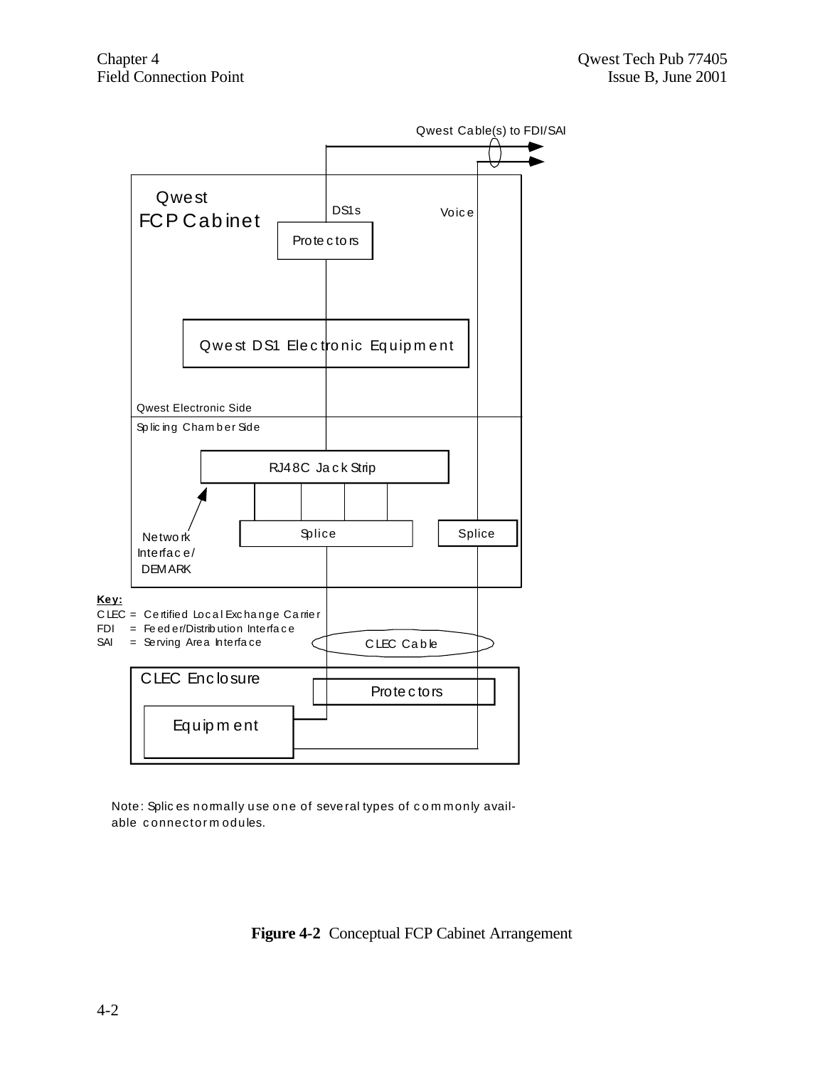Qwest Cable(s) to FDI/SAI

Qwest FCP Cabinet

DS1s

Voice

Protectors

Qwest DS1 Electronic Equipment

Qwest Electronic Side

Splicing Chamber Side

RJ48C Jack Strip

Splice

Splice

Network Interface/ DEMARK

**Key:**

CLEC = Certified Local Exchange Carrier
FDI = Feeder/Distribution Interface
SAI = Serving Area Interface

CLEC Cable

CLEC Enclosure

Protectors

Equipment

Note: Splices normally use one of several types of commonly available connector modules.

**Figure 4-2** Conceptual FCP Cabinet Arrangement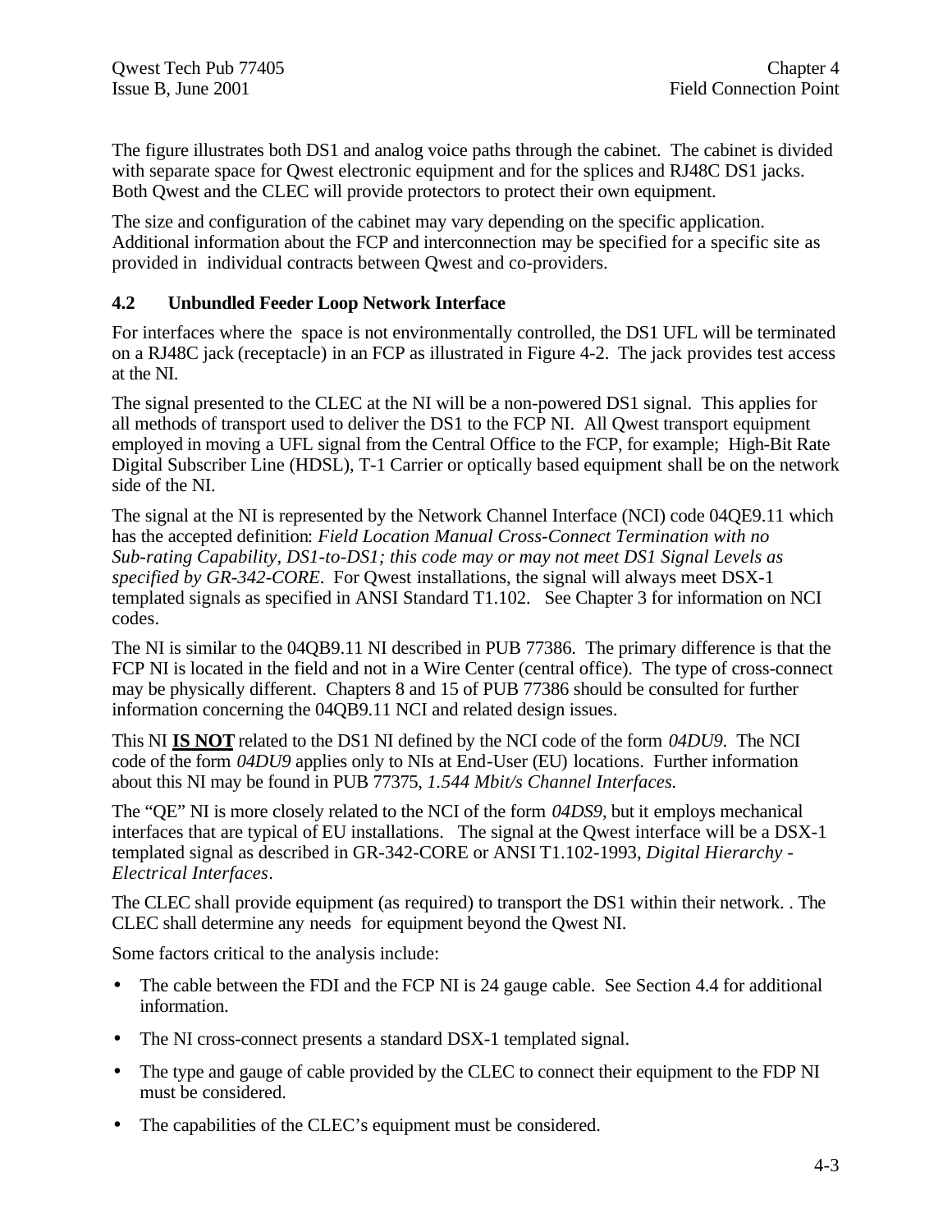The figure illustrates both DS1 and analog voice paths through the cabinet. The cabinet is divided with separate space for Qwest electronic equipment and for the splices and RJ48C DS1 jacks. Both Qwest and the CLEC will provide protectors to protect their own equipment.

The size and configuration of the cabinet may vary depending on the specific application. Additional information about the FCP and interconnection may be specified for a specific site as provided in individual contracts between Qwest and co-providers.

## 4.2 Unbundled Feeder Loop Network Interface

For interfaces where the space is not environmentally controlled, the DS1 UFL will be terminated on a RJ48C jack (receptacle) in an FCP as illustrated in Figure 4-2. The jack provides test access at the NI.

The signal presented to the CLEC at the NI will be a non-powered DS1 signal. This applies for all methods of transport used to deliver the DS1 to the FCP NI. All Qwest transport equipment employed in moving a UFL signal from the Central Office to the FCP, for example; High-Bit Rate Digital Subscriber Line (HDSL), T-1 Carrier or optically based equipment shall be on the network side of the NI.

The signal at the NI is represented by the Network Channel Interface (NCI) code 04QE9.11 which has the accepted definition: *Field Location Manual Cross-Connect Termination with no Sub-rating Capability, DS1-to-DS1; this code may or may not meet DS1 Signal Levels as specified by GR-342-CORE*. For Qwest installations, the signal will always meet DSX-1 templated signals as specified in ANSI Standard T1.102. See Chapter 3 for information on NCI codes.

The NI is similar to the 04QB9.11 NI described in PUB 77386. The primary difference is that the FCP NI is located in the field and not in a Wire Center (central office). The type of cross-connect may be physically different. Chapters 8 and 15 of PUB 77386 should be consulted for further information concerning the 04QB9.11 NCI and related design issues.

This NI <u>**IS NOT**</u> related to the DS1 NI defined by the NCI code of the form *04DU9*. The NCI code of the form *04DU9* applies only to NIs at End-User (EU) locations. Further information about this NI may be found in PUB 77375, *1.544 Mbit/s Channel Interfaces*.

The "QE" NI is more closely related to the NCI of the form *04DS9*, but it employs mechanical interfaces that are typical of EU installations. The signal at the Qwest interface will be a DSX-1 templated signal as described in GR-342-CORE or ANSI T1.102-1993, *Digital Hierarchy - Electrical Interfaces*.

The CLEC shall provide equipment (as required) to transport the DS1 within their network. . The CLEC shall determine any needs for equipment beyond the Qwest NI.

Some factors critical to the analysis include:

- The cable between the FDI and the FCP NI is 24 gauge cable. See Section 4.4 for additional information.
- The NI cross-connect presents a standard DSX-1 templated signal.
- The type and gauge of cable provided by the CLEC to connect their equipment to the FDP NI must be considered.
- The capabilities of the CLEC's equipment must be considered.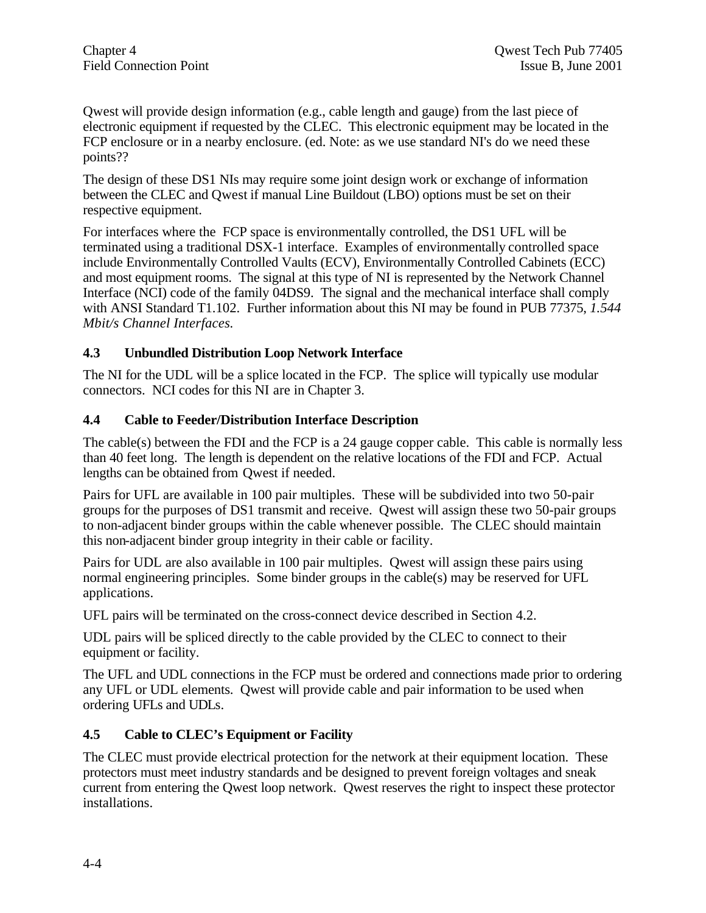Qwest will provide design information (e.g., cable length and gauge) from the last piece of electronic equipment if requested by the CLEC. This electronic equipment may be located in the FCP enclosure or in a nearby enclosure. (ed. Note: as we use standard NI's do we need these points??

The design of these DS1 NIs may require some joint design work or exchange of information between the CLEC and Qwest if manual Line Buildout (LBO) options must be set on their respective equipment.

For interfaces where the FCP space is environmentally controlled, the DS1 UFL will be terminated using a traditional DSX-1 interface. Examples of environmentally controlled space include Environmentally Controlled Vaults (ECV), Environmentally Controlled Cabinets (ECC) and most equipment rooms. The signal at this type of NI is represented by the Network Channel Interface (NCI) code of the family 04DS9. The signal and the mechanical interface shall comply with ANSI Standard T1.102. Further information about this NI may be found in PUB 77375, *1.544 Mbit/s Channel Interfaces.*

### 4.3 Unbundled Distribution Loop Network Interface

The NI for the UDL will be a splice located in the FCP. The splice will typically use modular connectors. NCI codes for this NI are in Chapter 3.

### 4.4 Cable to Feeder/Distribution Interface Description

The cable(s) between the FDI and the FCP is a 24 gauge copper cable. This cable is normally less than 40 feet long. The length is dependent on the relative locations of the FDI and FCP. Actual lengths can be obtained from Qwest if needed.

Pairs for UFL are available in 100 pair multiples. These will be subdivided into two 50-pair groups for the purposes of DS1 transmit and receive. Qwest will assign these two 50-pair groups to non-adjacent binder groups within the cable whenever possible. The CLEC should maintain this non-adjacent binder group integrity in their cable or facility.

Pairs for UDL are also available in 100 pair multiples. Qwest will assign these pairs using normal engineering principles. Some binder groups in the cable(s) may be reserved for UFL applications.

UFL pairs will be terminated on the cross-connect device described in Section 4.2.

UDL pairs will be spliced directly to the cable provided by the CLEC to connect to their equipment or facility.

The UFL and UDL connections in the FCP must be ordered and connections made prior to ordering any UFL or UDL elements. Qwest will provide cable and pair information to be used when ordering UFLs and UDLs.

### 4.5 Cable to CLEC's Equipment or Facility

The CLEC must provide electrical protection for the network at their equipment location. These protectors must meet industry standards and be designed to prevent foreign voltages and sneak current from entering the Qwest loop network. Qwest reserves the right to inspect these protector installations.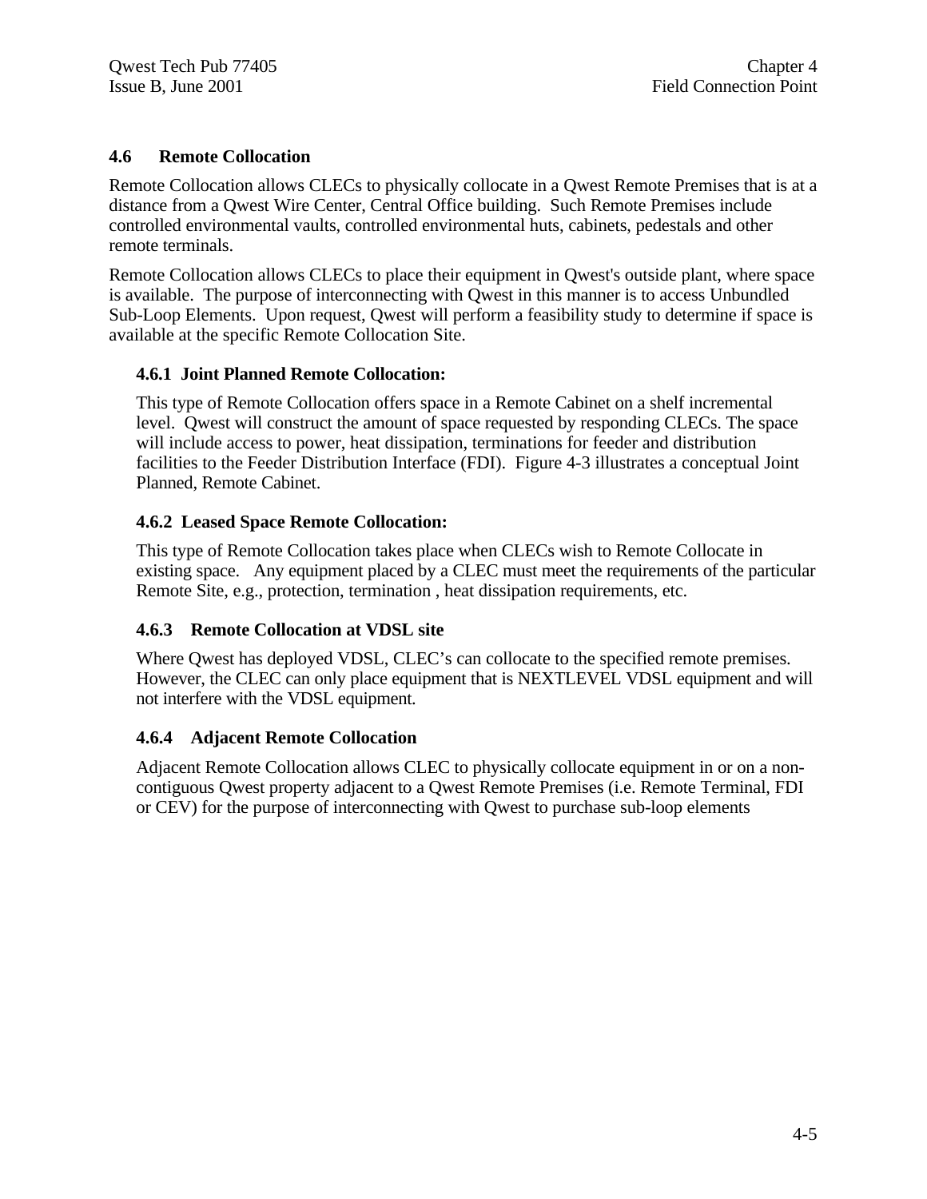## 4.6 Remote Collocation

Remote Collocation allows CLECs to physically collocate in a Qwest Remote Premises that is at a distance from a Qwest Wire Center, Central Office building. Such Remote Premises include controlled environmental vaults, controlled environmental huts, cabinets, pedestals and other remote terminals.

Remote Collocation allows CLECs to place their equipment in Qwest's outside plant, where space is available. The purpose of interconnecting with Qwest in this manner is to access Unbundled Sub-Loop Elements. Upon request, Qwest will perform a feasibility study to determine if space is available at the specific Remote Collocation Site.

### 4.6.1 Joint Planned Remote Collocation:

This type of Remote Collocation offers space in a Remote Cabinet on a shelf incremental level. Qwest will construct the amount of space requested by responding CLECs. The space will include access to power, heat dissipation, terminations for feeder and distribution facilities to the Feeder Distribution Interface (FDI). Figure 4-3 illustrates a conceptual Joint Planned, Remote Cabinet.

### 4.6.2 Leased Space Remote Collocation:

This type of Remote Collocation takes place when CLECs wish to Remote Collocate in existing space. Any equipment placed by a CLEC must meet the requirements of the particular Remote Site, e.g., protection, termination , heat dissipation requirements, etc.

### 4.6.3 Remote Collocation at VDSL site

Where Qwest has deployed VDSL, CLEC's can collocate to the specified remote premises. However, the CLEC can only place equipment that is NEXTLEVEL VDSL equipment and will not interfere with the VDSL equipment.

### 4.6.4 Adjacent Remote Collocation

Adjacent Remote Collocation allows CLEC to physically collocate equipment in or on a non-contiguous Qwest property adjacent to a Qwest Remote Premises (i.e. Remote Terminal, FDI or CEV) for the purpose of interconnecting with Qwest to purchase sub-loop elements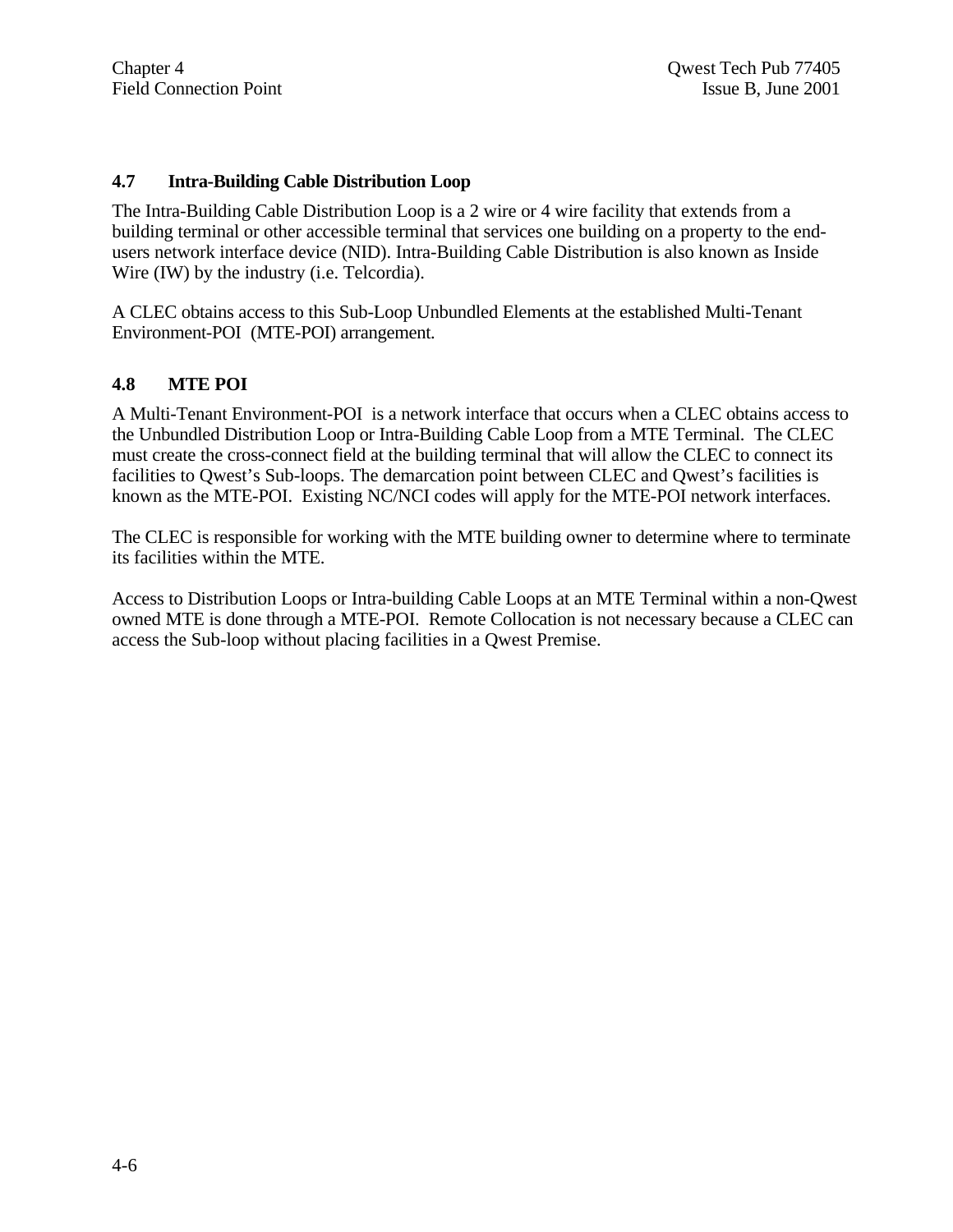### 4.7 Intra-Building Cable Distribution Loop

The Intra-Building Cable Distribution Loop is a 2 wire or 4 wire facility that extends from a building terminal or other accessible terminal that services one building on a property to the end-users network interface device (NID). Intra-Building Cable Distribution is also known as Inside Wire (IW) by the industry (i.e. Telcordia).

A CLEC obtains access to this Sub-Loop Unbundled Elements at the established Multi-Tenant Environment-POI (MTE-POI) arrangement.

### 4.8 MTE POI

A Multi-Tenant Environment-POI is a network interface that occurs when a CLEC obtains access to the Unbundled Distribution Loop or Intra-Building Cable Loop from a MTE Terminal. The CLEC must create the cross-connect field at the building terminal that will allow the CLEC to connect its facilities to Qwest's Sub-loops. The demarcation point between CLEC and Qwest's facilities is known as the MTE-POI. Existing NC/NCI codes will apply for the MTE-POI network interfaces.

The CLEC is responsible for working with the MTE building owner to determine where to terminate its facilities within the MTE.

Access to Distribution Loops or Intra-building Cable Loops at an MTE Terminal within a non-Qwest owned MTE is done through a MTE-POI. Remote Collocation is not necessary because a CLEC can access the Sub-loop without placing facilities in a Qwest Premise.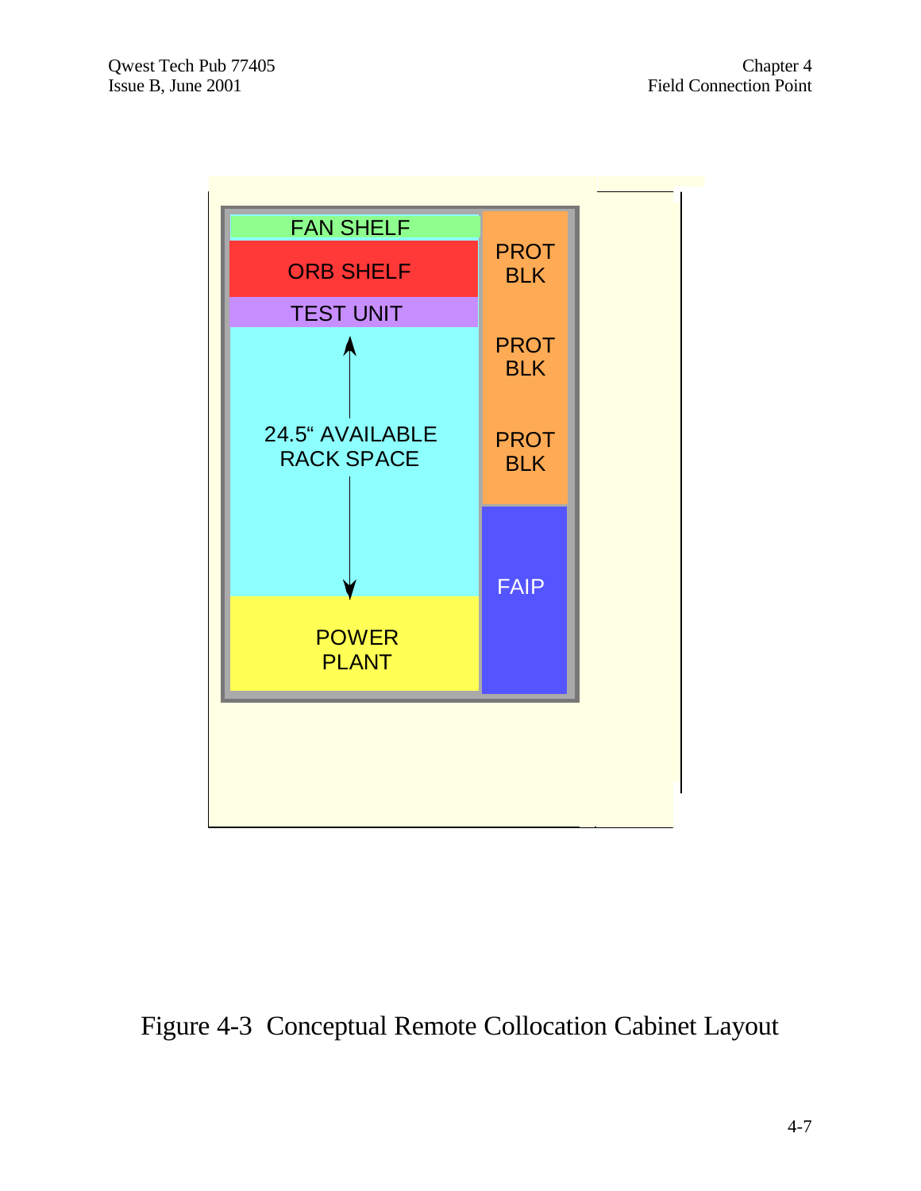FAN SHELF

ORB SHELF

TEST UNIT

24.5" AVAILABLE RACK SPACE

POWER PLANT

PROT BLK

PROT BLK

PROT BLK

FAIP

Figure 4-3 Conceptual Remote Collocation Cabinet Layout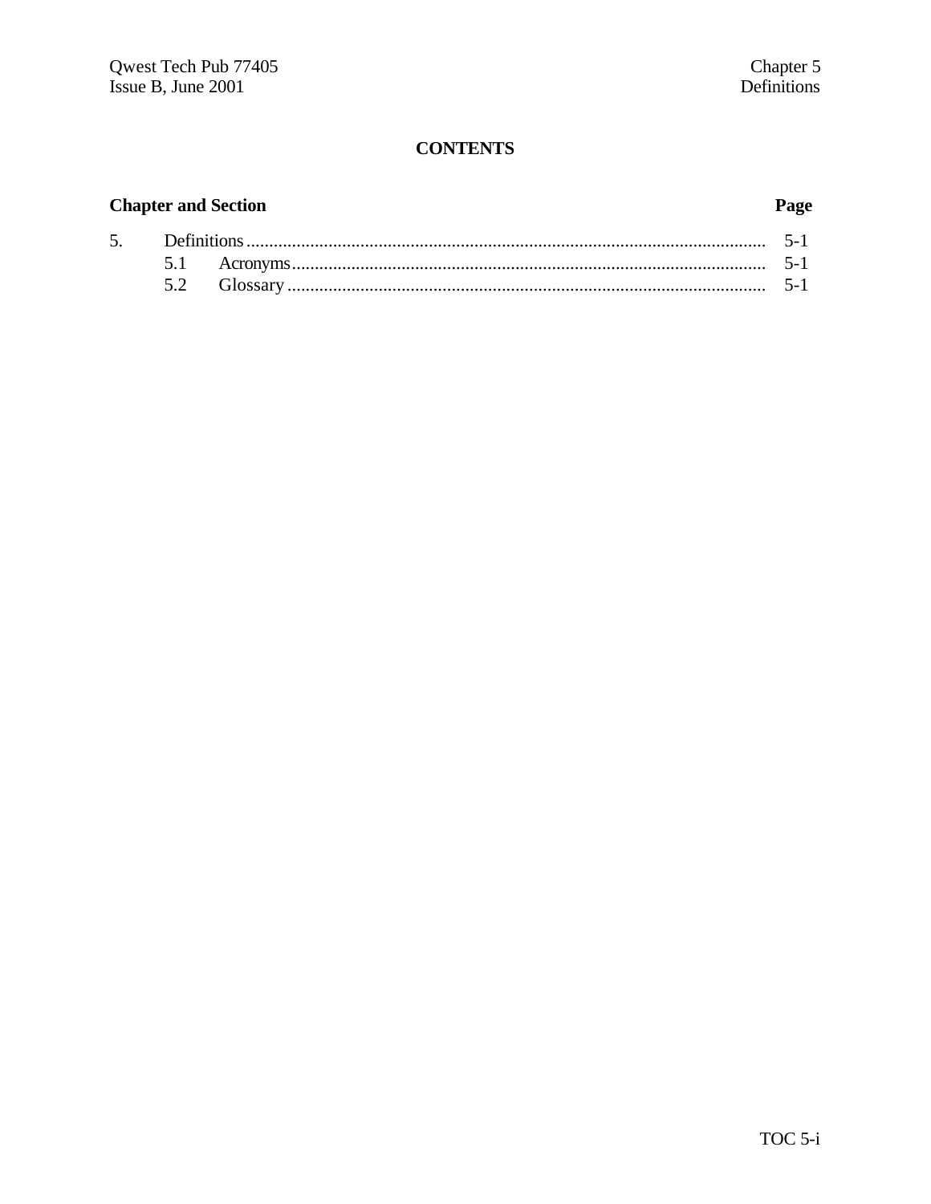# CONTENTS

| Chapter and Section | | Page |
|---|---|---|
| 5. | Definitions | 5-1 |
| | 5.1 Acronyms | 5-1 |
| | 5.2 Glossary | 5-1 |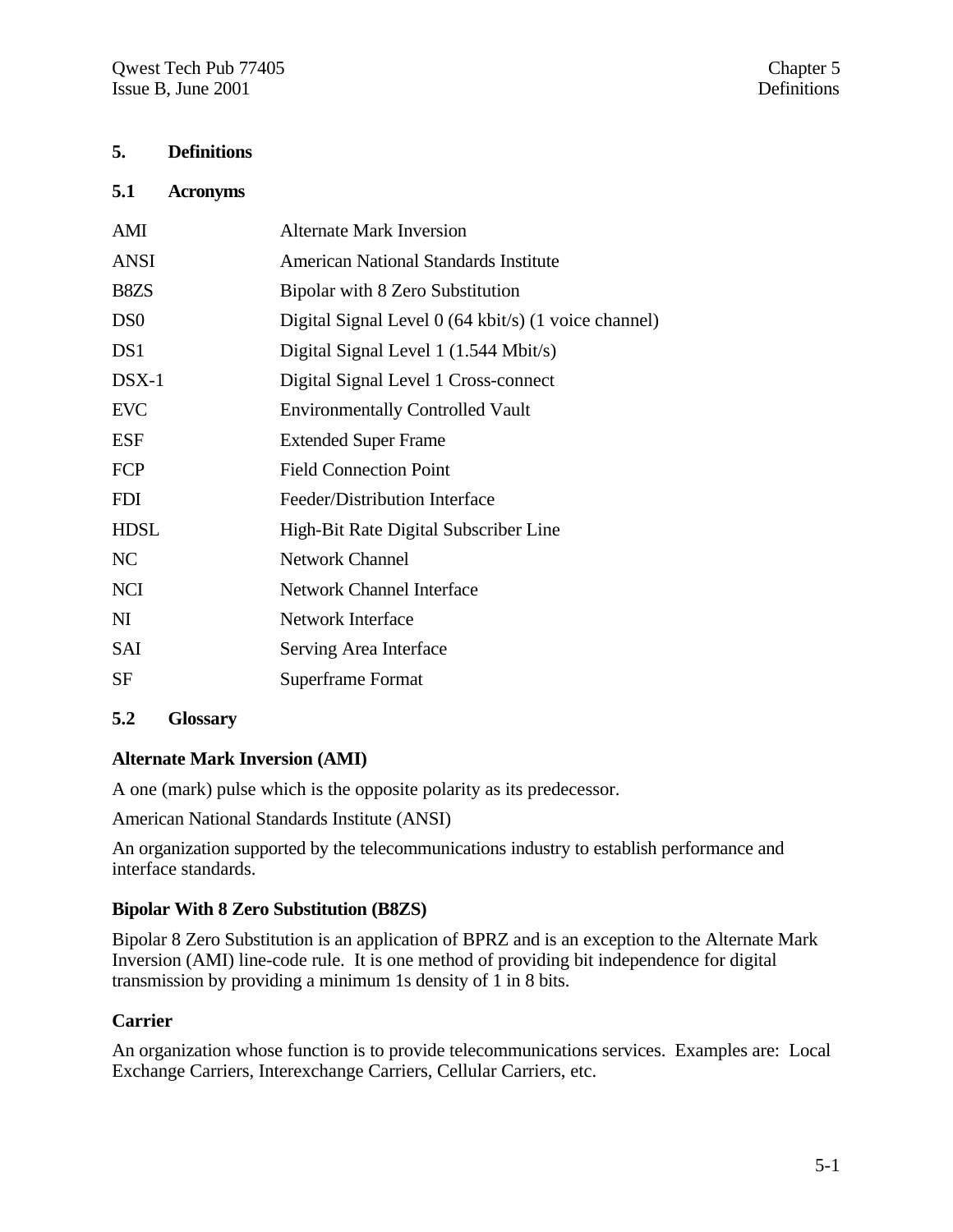## 5. Definitions

### 5.1 Acronyms

| | |
|---|---|
| AMI | Alternate Mark Inversion |
| ANSI | American National Standards Institute |
| B8ZS | Bipolar with 8 Zero Substitution |
| DS0 | Digital Signal Level 0 (64 kbit/s) (1 voice channel) |
| DS1 | Digital Signal Level 1 (1.544 Mbit/s) |
| DSX-1 | Digital Signal Level 1 Cross-connect |
| EVC | Environmentally Controlled Vault |
| ESF | Extended Super Frame |
| FCP | Field Connection Point |
| FDI | Feeder/Distribution Interface |
| HDSL | High-Bit Rate Digital Subscriber Line |
| NC | Network Channel |
| NCI | Network Channel Interface |
| NI | Network Interface |
| SAI | Serving Area Interface |
| SF | Superframe Format |

### 5.2 Glossary

**Alternate Mark Inversion (AMI)**

A one (mark) pulse which is the opposite polarity as its predecessor.

American National Standards Institute (ANSI)

An organization supported by the telecommunications industry to establish performance and interface standards.

**Bipolar With 8 Zero Substitution (B8ZS)**

Bipolar 8 Zero Substitution is an application of BPRZ and is an exception to the Alternate Mark Inversion (AMI) line-code rule. It is one method of providing bit independence for digital transmission by providing a minimum 1s density of 1 in 8 bits.

**Carrier**

An organization whose function is to provide telecommunications services. Examples are: Local Exchange Carriers, Interexchange Carriers, Cellular Carriers, etc.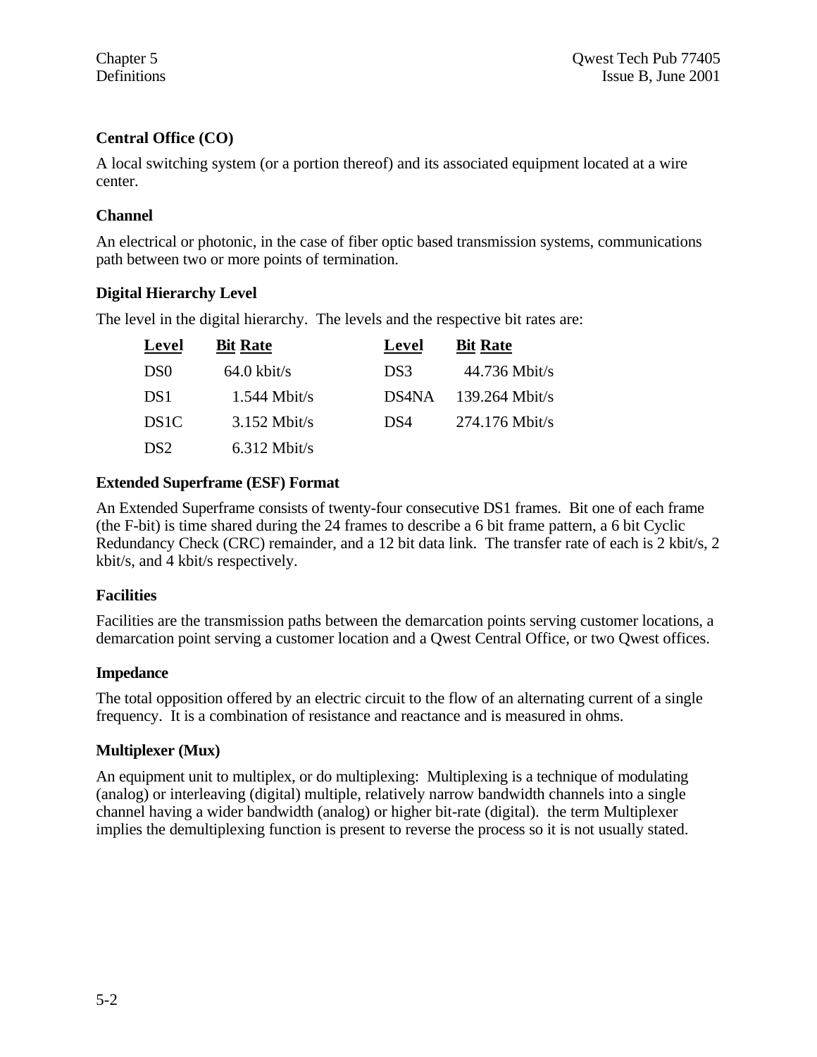### Central Office (CO)

A local switching system (or a portion thereof) and its associated equipment located at a wire center.

### Channel

An electrical or photonic, in the case of fiber optic based transmission systems, communications path between two or more points of termination.

### Digital Hierarchy Level

The level in the digital hierarchy. The levels and the respective bit rates are:

| Level | Bit Rate | Level | Bit Rate |
|---|---|---|---|
| DS0 | 64.0 kbit/s | DS3 | 44.736 Mbit/s |
| DS1 | 1.544 Mbit/s | DS4NA | 139.264 Mbit/s |
| DS1C | 3.152 Mbit/s | DS4 | 274.176 Mbit/s |
| DS2 | 6.312 Mbit/s | | |

### Extended Superframe (ESF) Format

An Extended Superframe consists of twenty-four consecutive DS1 frames. Bit one of each frame (the F-bit) is time shared during the 24 frames to describe a 6 bit frame pattern, a 6 bit Cyclic Redundancy Check (CRC) remainder, and a 12 bit data link. The transfer rate of each is 2 kbit/s, 2 kbit/s, and 4 kbit/s respectively.

### Facilities

Facilities are the transmission paths between the demarcation points serving customer locations, a demarcation point serving a customer location and a Qwest Central Office, or two Qwest offices.

### Impedance

The total opposition offered by an electric circuit to the flow of an alternating current of a single frequency. It is a combination of resistance and reactance and is measured in ohms.

### Multiplexer (Mux)

An equipment unit to multiplex, or do multiplexing: Multiplexing is a technique of modulating (analog) or interleaving (digital) multiple, relatively narrow bandwidth channels into a single channel having a wider bandwidth (analog) or higher bit-rate (digital). the term Multiplexer implies the demultiplexing function is present to reverse the process so it is not usually stated.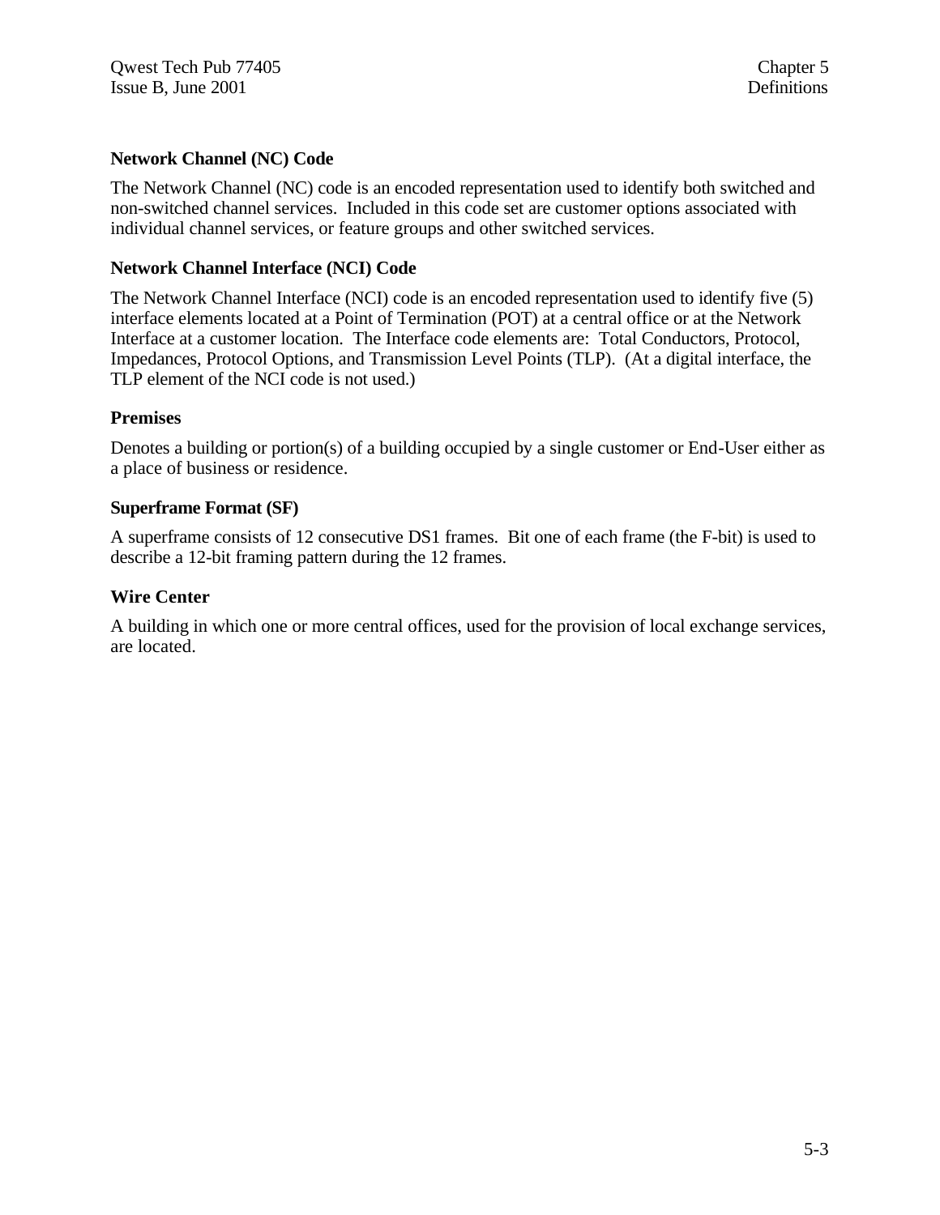### Network Channel (NC) Code

The Network Channel (NC) code is an encoded representation used to identify both switched and non-switched channel services. Included in this code set are customer options associated with individual channel services, or feature groups and other switched services.

### Network Channel Interface (NCI) Code

The Network Channel Interface (NCI) code is an encoded representation used to identify five (5) interface elements located at a Point of Termination (POT) at a central office or at the Network Interface at a customer location. The Interface code elements are: Total Conductors, Protocol, Impedances, Protocol Options, and Transmission Level Points (TLP). (At a digital interface, the TLP element of the NCI code is not used.)

### Premises

Denotes a building or portion(s) of a building occupied by a single customer or End-User either as a place of business or residence.

### Superframe Format (SF)

A superframe consists of 12 consecutive DS1 frames. Bit one of each frame (the F-bit) is used to describe a 12-bit framing pattern during the 12 frames.

### Wire Center

A building in which one or more central offices, used for the provision of local exchange services, are located.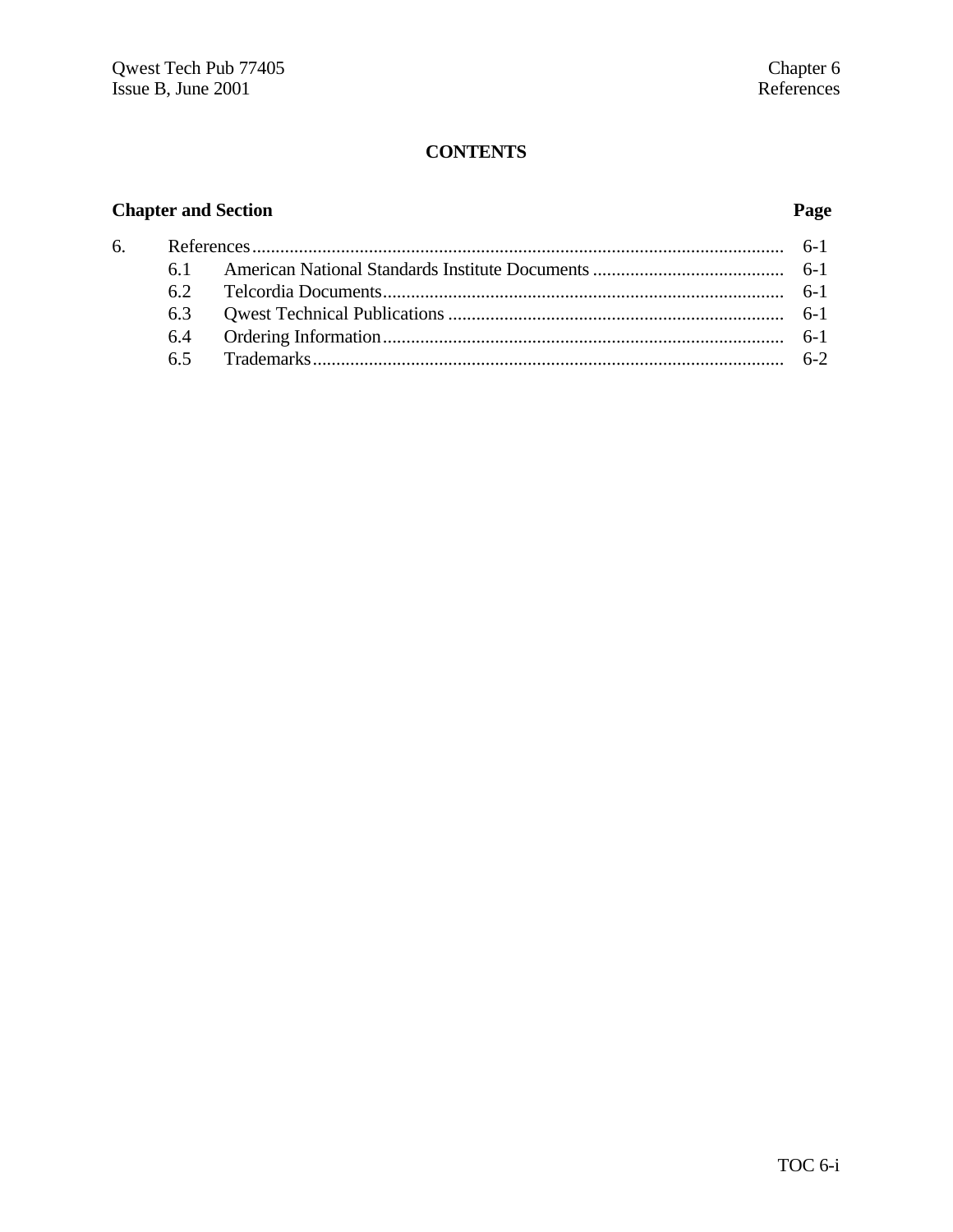# CONTENTS

| Chapter and Section | | Page |
|---|---|---|
| 6. | References | 6-1 |
| 6.1 | American National Standards Institute Documents | 6-1 |
| 6.2 | Telcordia Documents | 6-1 |
| 6.3 | Qwest Technical Publications | 6-1 |
| 6.4 | Ordering Information | 6-1 |
| 6.5 | Trademarks | 6-2 |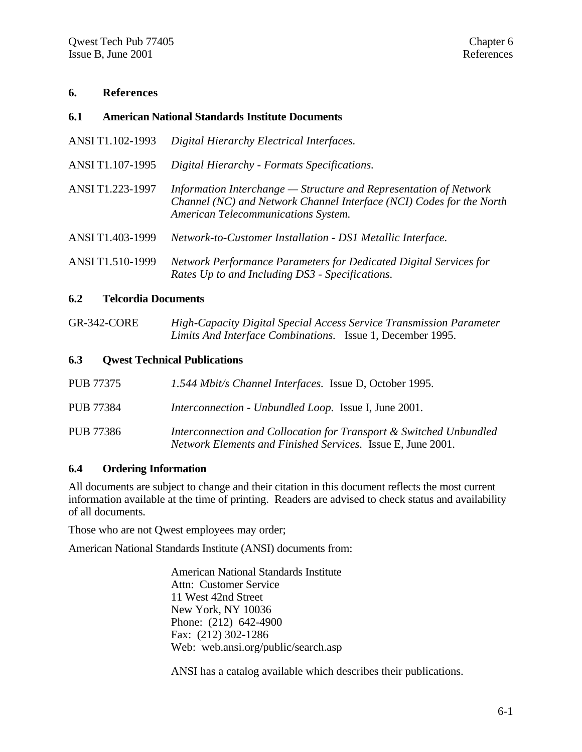# 6. References

## 6.1 American National Standards Institute Documents

ANSI T1.102-1993 *Digital Hierarchy Electrical Interfaces.*

ANSI T1.107-1995 *Digital Hierarchy - Formats Specifications.*

ANSI T1.223-1997 *Information Interchange — Structure and Representation of Network Channel (NC) and Network Channel Interface (NCI) Codes for the North American Telecommunications System.*

ANSI T1.403-1999 *Network-to-Customer Installation - DS1 Metallic Interface.*

ANSI T1.510-1999 *Network Performance Parameters for Dedicated Digital Services for Rates Up to and Including DS3 - Specifications.*

## 6.2 Telcordia Documents

GR-342-CORE *High-Capacity Digital Special Access Service Transmission Parameter Limits And Interface Combinations.* Issue 1, December 1995.

## 6.3 Qwest Technical Publications

PUB 77375 *1.544 Mbit/s Channel Interfaces.* Issue D, October 1995.

PUB 77384 *Interconnection - Unbundled Loop.* Issue I, June 2001.

PUB 77386 *Interconnection and Collocation for Transport & Switched Unbundled Network Elements and Finished Services.* Issue E, June 2001.

## 6.4 Ordering Information

All documents are subject to change and their citation in this document reflects the most current information available at the time of printing. Readers are advised to check status and availability of all documents.

Those who are not Qwest employees may order;

American National Standards Institute (ANSI) documents from:

American National Standards Institute
Attn: Customer Service
11 West 42nd Street
New York, NY 10036
Phone: (212) 642-4900
Fax: (212) 302-1286
Web: web.ansi.org/public/search.asp

ANSI has a catalog available which describes their publications.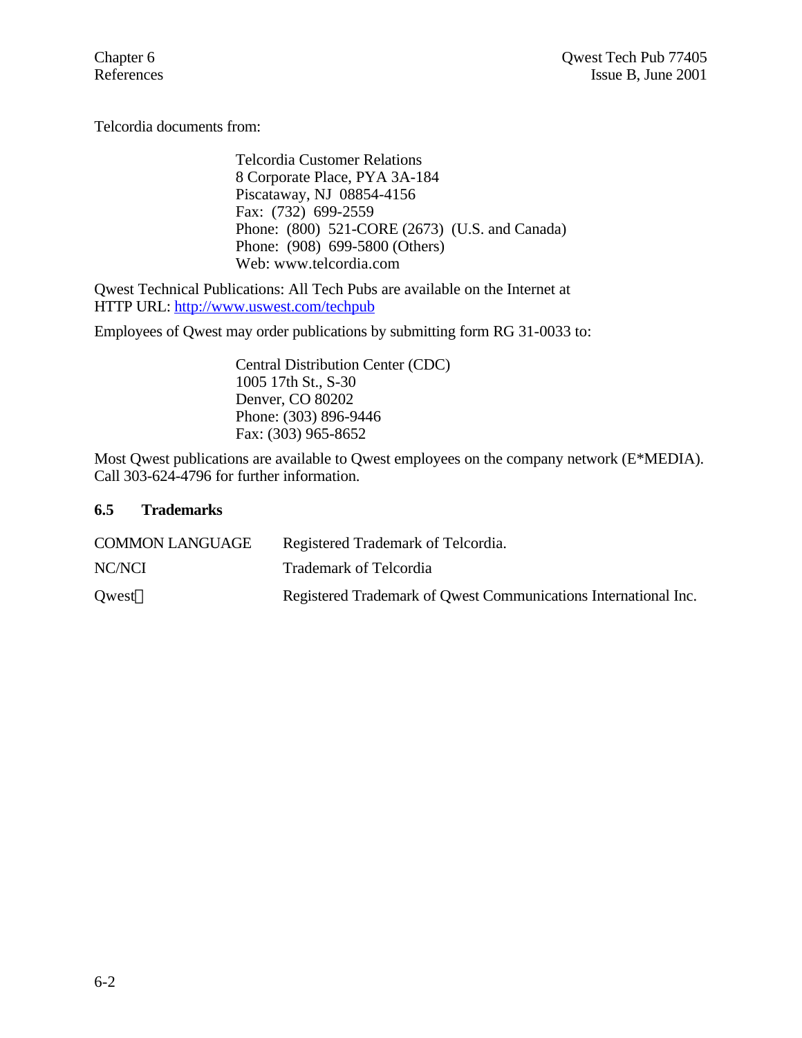Telcordia documents from:

Telcordia Customer Relations
8 Corporate Place, PYA 3A-184
Piscataway, NJ 08854-4156
Fax: (732) 699-2559
Phone: (800) 521-CORE (2673) (U.S. and Canada)
Phone: (908) 699-5800 (Others)
Web: www.telcordia.com

Qwest Technical Publications: All Tech Pubs are available on the Internet at HTTP URL: http://www.uswest.com/techpub

Employees of Qwest may order publications by submitting form RG 31-0033 to:

Central Distribution Center (CDC)
1005 17th St., S-30
Denver, CO 80202
Phone: (303) 896-9446
Fax: (303) 965-8652

Most Qwest publications are available to Qwest employees on the company network (E*MEDIA). Call 303-624-4796 for further information.

### 6.5 Trademarks

| | |
|---|---|
| COMMON LANGUAGE | Registered Trademark of Telcordia. |
| NC/NCI | Trademark of Telcordia |
| Qwest® | Registered Trademark of Qwest Communications International Inc. |